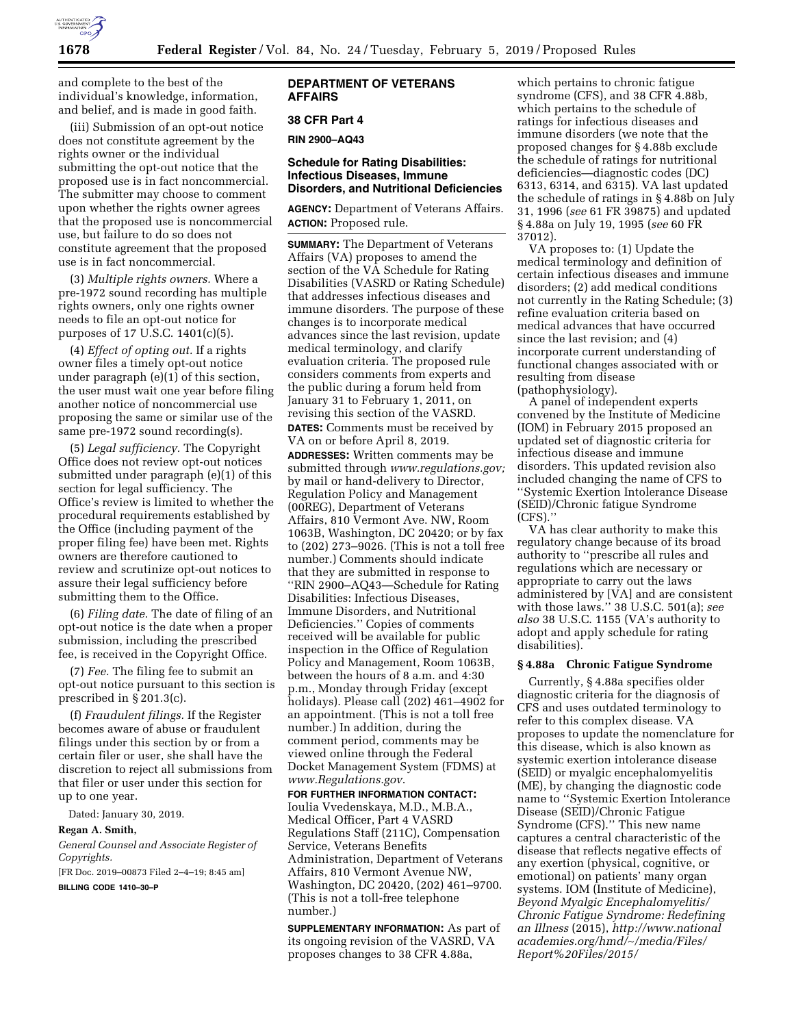and complete to the best of the individual's knowledge, information, and belief, and is made in good faith.

(iii) Submission of an opt-out notice does not constitute agreement by the rights owner or the individual submitting the opt-out notice that the proposed use is in fact noncommercial. The submitter may choose to comment upon whether the rights owner agrees that the proposed use is noncommercial use, but failure to do so does not constitute agreement that the proposed use is in fact noncommercial.

(3) *Multiple rights owners.* Where a pre-1972 sound recording has multiple rights owners, only one rights owner needs to file an opt-out notice for purposes of 17 U.S.C. 1401(c)(5).

(4) *Effect of opting out.* If a rights owner files a timely opt-out notice under paragraph (e)(1) of this section, the user must wait one year before filing another notice of noncommercial use proposing the same or similar use of the same pre-1972 sound recording(s).

(5) *Legal sufficiency.* The Copyright Office does not review opt-out notices submitted under paragraph (e)(1) of this section for legal sufficiency. The Office's review is limited to whether the procedural requirements established by the Office (including payment of the proper filing fee) have been met. Rights owners are therefore cautioned to review and scrutinize opt-out notices to assure their legal sufficiency before submitting them to the Office.

(6) *Filing date.* The date of filing of an opt-out notice is the date when a proper submission, including the prescribed fee, is received in the Copyright Office.

(7) *Fee.* The filing fee to submit an opt-out notice pursuant to this section is prescribed in § 201.3(c).

(f) *Fraudulent filings.* If the Register becomes aware of abuse or fraudulent filings under this section by or from a certain filer or user, she shall have the discretion to reject all submissions from that filer or user under this section for up to one year.

Dated: January 30, 2019.

**Regan A. Smith,**

*General Counsel and Associate Register of Copyrights.*

[FR Doc. 2019–00873 Filed 2–4–19; 8:45 am]

**BILLING CODE 1410–30–P**

## DEPARTMENT OF VETERANS AFFAIRS

### 38 CFR Part 4

**RIN 2900–AQ43**

### Schedule for Rating Disabilities: Infectious Diseases, Immune Disorders, and Nutritional Deficiencies

**AGENCY:** Department of Veterans Affairs.

**ACTION:** Proposed rule.

**SUMMARY:** The Department of Veterans Affairs (VA) proposes to amend the section of the VA Schedule for Rating Disabilities (VASRD or Rating Schedule) that addresses infectious diseases and immune disorders. The purpose of these changes is to incorporate medical advances since the last revision, update medical terminology, and clarify evaluation criteria. The proposed rule considers comments from experts and the public during a forum held from January 31 to February 1, 2011, on revising this section of the VASRD.

**DATES:** Comments must be received by VA on or before April 8, 2019.

**ADDRESSES:** Written comments may be submitted through *www.regulations.gov;* by mail or hand-delivery to Director, Regulation Policy and Management (00REG), Department of Veterans Affairs, 810 Vermont Ave. NW, Room 1063B, Washington, DC 20420; or by fax to (202) 273–9026. (This is not a toll free number.) Comments should indicate that they are submitted in response to ''RIN 2900–AQ43—Schedule for Rating Disabilities: Infectious Diseases, Immune Disorders, and Nutritional Deficiencies.'' Copies of comments received will be available for public inspection in the Office of Regulation Policy and Management, Room 1063B, between the hours of 8 a.m. and 4:30 p.m., Monday through Friday (except holidays). Please call (202) 461–4902 for an appointment. (This is not a toll free number.) In addition, during the comment period, comments may be viewed online through the Federal Docket Management System (FDMS) at *www.Regulations.gov*.

**FOR FURTHER INFORMATION CONTACT:** Ioulia Vvedenskaya, M.D., M.B.A., Medical Officer, Part 4 VASRD Regulations Staff (211C), Compensation Service, Veterans Benefits Administration, Department of Veterans Affairs, 810 Vermont Avenue NW, Washington, DC 20420, (202) 461–9700. (This is not a toll-free telephone number.)

**SUPPLEMENTARY INFORMATION:** As part of its ongoing revision of the VASRD, VA proposes changes to 38 CFR 4.88a, which pertains to chronic fatigue syndrome (CFS), and 38 CFR 4.88b, which pertains to the schedule of ratings for infectious diseases and immune disorders (we note that the proposed changes for § 4.88b exclude the schedule of ratings for nutritional deficiencies—diagnostic codes (DC) 6313, 6314, and 6315). VA last updated the schedule of ratings in § 4.88b on July 31, 1996 (*see* 61 FR 39875) and updated § 4.88a on July 19, 1995 (*see* 60 FR 37012).

VA proposes to: (1) Update the medical terminology and definition of certain infectious diseases and immune disorders; (2) add medical conditions not currently in the Rating Schedule; (3) refine evaluation criteria based on medical advances that have occurred since the last revision; and (4) incorporate current understanding of functional changes associated with or resulting from disease (pathophysiology).

A panel of independent experts convened by the Institute of Medicine (IOM) in February 2015 proposed an updated set of diagnostic criteria for infectious disease and immune disorders. This updated revision also included changing the name of CFS to ''Systemic Exertion Intolerance Disease (SEID)/Chronic fatigue Syndrome (CFS).''

VA has clear authority to make this regulatory change because of its broad authority to ''prescribe all rules and regulations which are necessary or appropriate to carry out the laws administered by [VA] and are consistent with those laws.'' 38 U.S.C. 501(a); *see also* 38 U.S.C. 1155 (VA's authority to adopt and apply schedule for rating disabilities).

#### § 4.88a Chronic Fatigue Syndrome

Currently, § 4.88a specifies older diagnostic criteria for the diagnosis of CFS and uses outdated terminology to refer to this complex disease. VA proposes to update the nomenclature for this disease, which is also known as systemic exertion intolerance disease (SEID) or myalgic encephalomyelitis (ME), by changing the diagnostic code name to ''Systemic Exertion Intolerance Disease (SEID)/Chronic Fatigue Syndrome (CFS).'' This new name captures a central characteristic of the disease that reflects negative effects of any exertion (physical, cognitive, or emotional) on patients' many organ systems. IOM (Institute of Medicine), *Beyond Myalgic Encephalomyelitis/ Chronic Fatigue Syndrome: Redefining an Illness* (2015), *http://www.national academies.org/hmd/~/media/Files/ Report%20Files/2015/*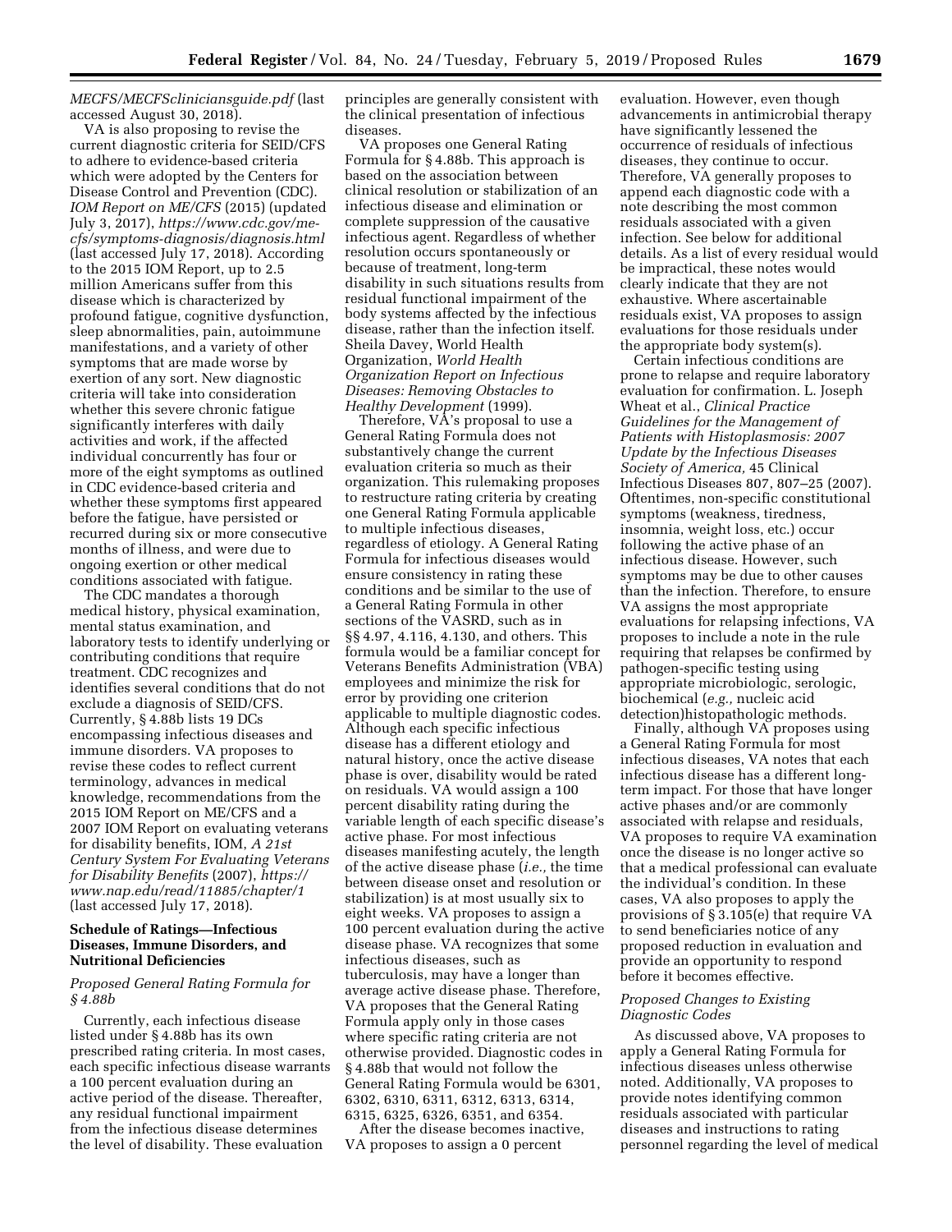*MECFS/MECFScliniciansguide.pdf* (last accessed August 30, 2018).

VA is also proposing to revise the current diagnostic criteria for SEID/CFS to adhere to evidence-based criteria which were adopted by the Centers for Disease Control and Prevention (CDC). *IOM Report on ME/CFS* (2015) (updated July 3, 2017), *https://www.cdc.gov/me-cfs/symptoms-diagnosis/diagnosis.html* (last accessed July 17, 2018). According to the 2015 IOM Report, up to 2.5 million Americans suffer from this disease which is characterized by profound fatigue, cognitive dysfunction, sleep abnormalities, pain, autoimmune manifestations, and a variety of other symptoms that are made worse by exertion of any sort. New diagnostic criteria will take into consideration whether this severe chronic fatigue significantly interferes with daily activities and work, if the affected individual concurrently has four or more of the eight symptoms as outlined in CDC evidence-based criteria and whether these symptoms first appeared before the fatigue, have persisted or recurred during six or more consecutive months of illness, and were due to ongoing exertion or other medical conditions associated with fatigue.

The CDC mandates a thorough medical history, physical examination, mental status examination, and laboratory tests to identify underlying or contributing conditions that require treatment. CDC recognizes and identifies several conditions that do not exclude a diagnosis of SEID/CFS. Currently, § 4.88b lists 19 DCs encompassing infectious diseases and immune disorders. VA proposes to revise these codes to reflect current terminology, advances in medical knowledge, recommendations from the 2015 IOM Report on ME/CFS and a 2007 IOM Report on evaluating veterans for disability benefits, IOM, *A 21st Century System For Evaluating Veterans for Disability Benefits* (2007), *https://www.nap.edu/read/11885/chapter/1* (last accessed July 17, 2018).

## Schedule of Ratings—Infectious Diseases, Immune Disorders, and Nutritional Deficiencies

### *Proposed General Rating Formula for § 4.88b*

Currently, each infectious disease listed under § 4.88b has its own prescribed rating criteria. In most cases, each specific infectious disease warrants a 100 percent evaluation during an active period of the disease. Thereafter, any residual functional impairment from the infectious disease determines the level of disability. These evaluation principles are generally consistent with the clinical presentation of infectious diseases.

VA proposes one General Rating Formula for § 4.88b. This approach is based on the association between clinical resolution or stabilization of an infectious disease and elimination or complete suppression of the causative infectious agent. Regardless of whether resolution occurs spontaneously or because of treatment, long-term disability in such situations results from residual functional impairment of the body systems affected by the infectious disease, rather than the infection itself. Sheila Davey, World Health Organization, *World Health Organization Report on Infectious Diseases: Removing Obstacles to Healthy Development* (1999).

Therefore, VA's proposal to use a General Rating Formula does not substantively change the current evaluation criteria so much as their organization. This rulemaking proposes to restructure rating criteria by creating one General Rating Formula applicable to multiple infectious diseases, regardless of etiology. A General Rating Formula for infectious diseases would ensure consistency in rating these conditions and be similar to the use of a General Rating Formula in other sections of the VASRD, such as in §§ 4.97, 4.116, 4.130, and others. This formula would be a familiar concept for Veterans Benefits Administration (VBA) employees and minimize the risk for error by providing one criterion applicable to multiple diagnostic codes. Although each specific infectious disease has a different etiology and natural history, once the active disease phase is over, disability would be rated on residuals. VA would assign a 100 percent disability rating during the variable length of each specific disease's active phase. For most infectious diseases manifesting acutely, the length of the active disease phase (*i.e.,* the time between disease onset and resolution or stabilization) is at most usually six to eight weeks. VA proposes to assign a 100 percent evaluation during the active disease phase. VA recognizes that some infectious diseases, such as tuberculosis, may have a longer than average active disease phase. Therefore, VA proposes that the General Rating Formula apply only in those cases where specific rating criteria are not otherwise provided. Diagnostic codes in § 4.88b that would not follow the General Rating Formula would be 6301, 6302, 6310, 6311, 6312, 6313, 6314, 6315, 6325, 6326, 6351, and 6354.

After the disease becomes inactive, VA proposes to assign a 0 percent evaluation. However, even though advancements in antimicrobial therapy have significantly lessened the occurrence of residuals of infectious diseases, they continue to occur. Therefore, VA generally proposes to append each diagnostic code with a note describing the most common residuals associated with a given infection. See below for additional details. As a list of every residual would be impractical, these notes would clearly indicate that they are not exhaustive. Where ascertainable residuals exist, VA proposes to assign evaluations for those residuals under the appropriate body system(s).

Certain infectious conditions are prone to relapse and require laboratory evaluation for confirmation. L. Joseph Wheat et al., *Clinical Practice Guidelines for the Management of Patients with Histoplasmosis: 2007 Update by the Infectious Diseases Society of America,* 45 Clinical Infectious Diseases 807, 807–25 (2007). Oftentimes, non-specific constitutional symptoms (weakness, tiredness, insomnia, weight loss, etc.) occur following the active phase of an infectious disease. However, such symptoms may be due to other causes than the infection. Therefore, to ensure VA assigns the most appropriate evaluations for relapsing infections, VA proposes to include a note in the rule requiring that relapses be confirmed by pathogen-specific testing using appropriate microbiologic, serologic, biochemical (*e.g.,* nucleic acid detection)histopathologic methods.

Finally, although VA proposes using a General Rating Formula for most infectious diseases, VA notes that each infectious disease has a different long-term impact. For those that have longer active phases and/or are commonly associated with relapse and residuals, VA proposes to require VA examination once the disease is no longer active so that a medical professional can evaluate the individual's condition. In these cases, VA also proposes to apply the provisions of § 3.105(e) that require VA to send beneficiaries notice of any proposed reduction in evaluation and provide an opportunity to respond before it becomes effective.

### *Proposed Changes to Existing Diagnostic Codes*

As discussed above, VA proposes to apply a General Rating Formula for infectious diseases unless otherwise noted. Additionally, VA proposes to provide notes identifying common residuals associated with particular diseases and instructions to rating personnel regarding the level of medical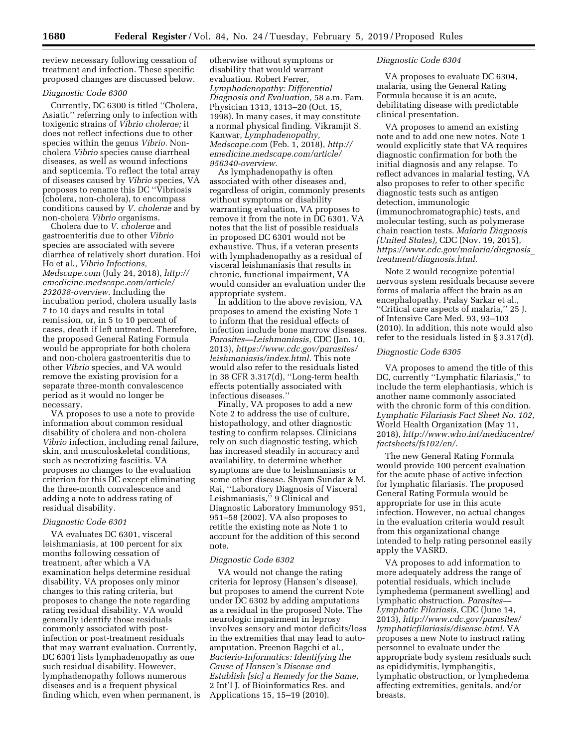review necessary following cessation of treatment and infection. These specific proposed changes are discussed below.

### *Diagnostic Code 6300*

Currently, DC 6300 is titled ''Cholera, Asiatic'' referring only to infection with toxigenic strains of *Vibrio cholerae;* it does not reflect infections due to other species within the genus *Vibrio.* Non-cholera *Vibrio* species cause diarrheal diseases, as well as wound infections and septicemia. To reflect the total array of diseases caused by *Vibrio* species, VA proposes to rename this DC ''Vibriosis (cholera, non-cholera), to encompass conditions caused by *V. cholerae* and by non-cholera *Vibrio* organisms.

Cholera due to *V. cholerae* and gastroenteritis due to other *Vibrio* species are associated with severe diarrhea of relatively short duration. Hoi Ho et al., *Vibrio Infections, Medscape.com* (July 24, 2018), *http://emedicine.medscape.com/article/232038-overview.* Including the incubation period, cholera usually lasts 7 to 10 days and results in total remission, or, in 5 to 10 percent of cases, death if left untreated. Therefore, the proposed General Rating Formula would be appropriate for both cholera and non-cholera gastroenteritis due to other *Vibrio* species, and VA would remove the existing provision for a separate three-month convalescence period as it would no longer be necessary.

VA proposes to use a note to provide information about common residual disability of cholera and non-cholera *Vibrio* infection, including renal failure, skin, and musculoskeletal conditions, such as necrotizing fasciitis. VA proposes no changes to the evaluation criterion for this DC except eliminating the three-month convalescence and adding a note to address rating of residual disability.

### *Diagnostic Code 6301*

VA evaluates DC 6301, visceral leishmaniasis, at 100 percent for six months following cessation of treatment, after which a VA examination helps determine residual disability. VA proposes only minor changes to this rating criteria, but proposes to change the note regarding rating residual disability. VA would generally identify those residuals commonly associated with post-infection or post-treatment residuals that may warrant evaluation. Currently, DC 6301 lists lymphadenopathy as one such residual disability. However, lymphadenopathy follows numerous diseases and is a frequent physical finding which, even when permanent, is otherwise without symptoms or disability that would warrant evaluation. Robert Ferrer, *Lymphadenopathy: Differential Diagnosis and Evaluation,* 58 a.m. Fam. Physician 1313, 1313–20 (Oct. 15, 1998). In many cases, it may constitute a normal physical finding. Vikramjit S. Kanwar, *Lymphadenopathy, Medscape.com* (Feb. 1, 2018), *http://emedicine.medscape.com/article/956340-overview.*

As lymphadenopathy is often associated with other diseases and, regardless of origin, commonly presents without symptoms or disability warranting evaluation, VA proposes to remove it from the note in DC 6301. VA notes that the list of possible residuals in proposed DC 6301 would not be exhaustive. Thus, if a veteran presents with lymphadenopathy as a residual of visceral leishmaniasis that results in chronic, functional impairment, VA would consider an evaluation under the appropriate system.

In addition to the above revision, VA proposes to amend the existing Note 1 to inform that the residual effects of infection include bone marrow diseases. *Parasites—Leishmaniasis,* CDC (Jan. 10, 2013), *https://www.cdc.gov/parasites/leishmaniasis/index.html.* This note would also refer to the residuals listed in 38 CFR 3.317(d), ''Long-term health effects potentially associated with infectious diseases.''

Finally, VA proposes to add a new Note 2 to address the use of culture, histopathology, and other diagnostic testing to confirm relapses. Clinicians rely on such diagnostic testing, which has increased steadily in accuracy and availability, to determine whether symptoms are due to leishmaniasis or some other disease. Shyam Sundar & M. Rai, ''Laboratory Diagnosis of Visceral Leishmaniasis,'' 9 Clinical and Diagnostic Laboratory Immunology 951, 951–58 (2002). VA also proposes to retitle the existing note as Note 1 to account for the addition of this second note.

### *Diagnostic Code 6302*

VA would not change the rating criteria for leprosy (Hansen's disease), but proposes to amend the current Note under DC 6302 by adding amputations as a residual in the proposed Note. The neurologic impairment in leprosy involves sensory and motor deficits/loss in the extremities that may lead to auto-amputation. Preenon Bagchi et al., *Bacterio-Informatics: Identifying the Cause of Hansen's Disease and Establish [sic] a Remedy for the Same,* 2 Int'l J. of Bioinformatics Res. and Applications 15, 15–19 (2010).

### *Diagnostic Code 6304*

VA proposes to evaluate DC 6304, malaria, using the General Rating Formula because it is an acute, debilitating disease with predictable clinical presentation.

VA proposes to amend an existing note and to add one new notes. Note 1 would explicitly state that VA requires diagnostic confirmation for both the initial diagnosis and any relapse. To reflect advances in malarial testing, VA also proposes to refer to other specific diagnostic tests such as antigen detection, immunologic (immunochromatographic) tests, and molecular testing, such as polymerase chain reaction tests. *Malaria Diagnosis (United States),* CDC (Nov. 19, 2015), *https://www.cdc.gov/malaria/diagnosis_treatment/diagnosis.html.*

Note 2 would recognize potential nervous system residuals because severe forms of malaria affect the brain as an encephalopathy. Pralay Sarkar et al., ''Critical care aspects of malaria,'' 25 J. of Intensive Care Med. 93, 93–103 (2010). In addition, this note would also refer to the residuals listed in § 3.317(d).

### *Diagnostic Code 6305*

VA proposes to amend the title of this DC, currently ''Lymphatic filariasis,'' to include the term elephantiasis, which is another name commonly associated with the chronic form of this condition. *Lymphatic Filariasis Fact Sheet No. 102,* World Health Organization (May 11, 2018), *http://www.who.int/mediacentre/factsheets/fs102/en/.*

The new General Rating Formula would provide 100 percent evaluation for the acute phase of active infection for lymphatic filariasis. The proposed General Rating Formula would be appropriate for use in this acute infection. However, no actual changes in the evaluation criteria would result from this organizational change intended to help rating personnel easily apply the VASRD.

VA proposes to add information to more adequately address the range of potential residuals, which include lymphedema (permanent swelling) and lymphatic obstruction. *Parasites—Lymphatic Filariasis,* CDC (June 14, 2013), *http://www.cdc.gov/parasites/lymphaticfilariasis/disease.html.* VA proposes a new Note to instruct rating personnel to evaluate under the appropriate body system residuals such as epididymitis, lymphangitis, lymphatic obstruction, or lymphedema affecting extremities, genitals, and/or breasts.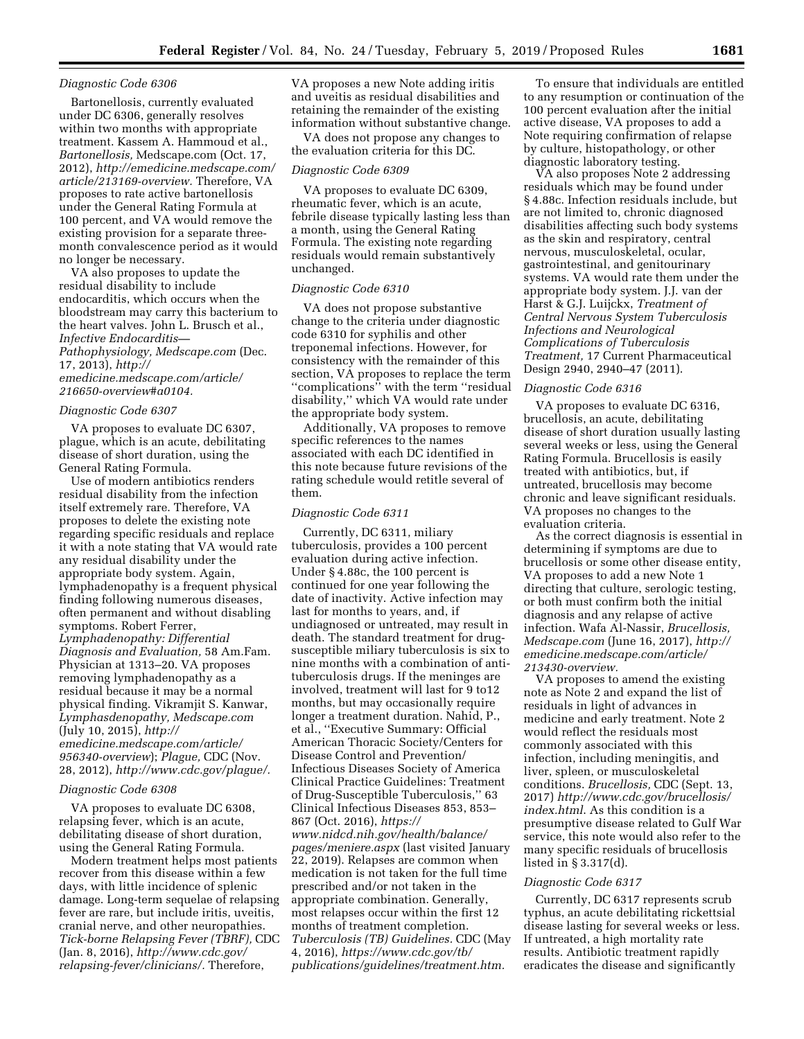### *Diagnostic Code 6306*

Bartonellosis, currently evaluated under DC 6306, generally resolves within two months with appropriate treatment. Kassem A. Hammoud et al., *Bartonellosis,* Medscape.com (Oct. 17, 2012), *http://emedicine.medscape.com/article/213169-overview.* Therefore, VA proposes to rate active bartonellosis under the General Rating Formula at 100 percent, and VA would remove the existing provision for a separate three-month convalescence period as it would no longer be necessary.

VA also proposes to update the residual disability to include endocarditis, which occurs when the bloodstream may carry this bacterium to the heart valves. John L. Brusch et al., *Infective Endocarditis—Pathophysiology, Medscape.com* (Dec. 17, 2013), *http://emedicine.medscape.com/article/216650-overview#a0104.*

### *Diagnostic Code 6307*

VA proposes to evaluate DC 6307, plague, which is an acute, debilitating disease of short duration, using the General Rating Formula.

Use of modern antibiotics renders residual disability from the infection itself extremely rare. Therefore, VA proposes to delete the existing note regarding specific residuals and replace it with a note stating that VA would rate any residual disability under the appropriate body system. Again, lymphadenopathy is a frequent physical finding following numerous diseases, often permanent and without disabling symptoms. Robert Ferrer, *Lymphadenopathy: Differential Diagnosis and Evaluation,* 58 Am.Fam. Physician at 1313–20. VA proposes removing lymphadenopathy as a residual because it may be a normal physical finding. Vikramjit S. Kanwar, *Lymphasdenopathy, Medscape.com* (July 10, 2015), *http://emedicine.medscape.com/article/956340-overview*); *Plague,* CDC (Nov. 28, 2012), *http://www.cdc.gov/plague/.*

### *Diagnostic Code 6308*

VA proposes to evaluate DC 6308, relapsing fever, which is an acute, debilitating disease of short duration, using the General Rating Formula.

Modern treatment helps most patients recover from this disease within a few days, with little incidence of splenic damage. Long-term sequelae of relapsing fever are rare, but include iritis, uveitis, cranial nerve, and other neuropathies. *Tick-borne Relapsing Fever (TBRF),* CDC (Jan. 8, 2016), *http://www.cdc.gov/relapsing-fever/clinicians/.* Therefore, VA proposes a new Note adding iritis and uveitis as residual disabilities and retaining the remainder of the existing information without substantive change.

VA does not propose any changes to the evaluation criteria for this DC.

### *Diagnostic Code 6309*

VA proposes to evaluate DC 6309, rheumatic fever, which is an acute, febrile disease typically lasting less than a month, using the General Rating Formula. The existing note regarding residuals would remain substantively unchanged.

### *Diagnostic Code 6310*

VA does not propose substantive change to the criteria under diagnostic code 6310 for syphilis and other treponemal infections. However, for consistency with the remainder of this section, VA proposes to replace the term ''complications'' with the term ''residual disability,'' which VA would rate under the appropriate body system.

Additionally, VA proposes to remove specific references to the names associated with each DC identified in this note because future revisions of the rating schedule would retitle several of them.

### *Diagnostic Code 6311*

Currently, DC 6311, miliary tuberculosis, provides a 100 percent evaluation during active infection. Under § 4.88c, the 100 percent is continued for one year following the date of inactivity. Active infection may last for months to years, and, if undiagnosed or untreated, may result in death. The standard treatment for drug-susceptible miliary tuberculosis is six to nine months with a combination of anti-tuberculosis drugs. If the meninges are involved, treatment will last for 9 to12 months, but may occasionally require longer a treatment duration. Nahid, P., et al., ''Executive Summary: Official American Thoracic Society/Centers for Disease Control and Prevention/Infectious Diseases Society of America Clinical Practice Guidelines: Treatment of Drug-Susceptible Tuberculosis,'' 63 Clinical Infectious Diseases 853, 853–867 (Oct. 2016), *https://www.nidcd.nih.gov/health/balance/pages/meniere.aspx* (last visited January 22, 2019). Relapses are common when medication is not taken for the full time prescribed and/or not taken in the appropriate combination. Generally, most relapses occur within the first 12 months of treatment completion. *Tuberculosis (TB) Guidelines.* CDC (May 4, 2016), *https://www.cdc.gov/tb/publications/guidelines/treatment.htm.*

To ensure that individuals are entitled to any resumption or continuation of the 100 percent evaluation after the initial active disease, VA proposes to add a Note requiring confirmation of relapse by culture, histopathology, or other diagnostic laboratory testing.

VA also proposes Note 2 addressing residuals which may be found under § 4.88c. Infection residuals include, but are not limited to, chronic diagnosed disabilities affecting such body systems as the skin and respiratory, central nervous, musculoskeletal, ocular, gastrointestinal, and genitourinary systems. VA would rate them under the appropriate body system. J.J. van der Harst & G.J. Luijckx, *Treatment of Central Nervous System Tuberculosis Infections and Neurological Complications of Tuberculosis Treatment,* 17 Current Pharmaceutical Design 2940, 2940–47 (2011).

### *Diagnostic Code 6316*

VA proposes to evaluate DC 6316, brucellosis, an acute, debilitating disease of short duration usually lasting several weeks or less, using the General Rating Formula. Brucellosis is easily treated with antibiotics, but, if untreated, brucellosis may become chronic and leave significant residuals. VA proposes no changes to the evaluation criteria.

As the correct diagnosis is essential in determining if symptoms are due to brucellosis or some other disease entity, VA proposes to add a new Note 1 directing that culture, serologic testing, or both must confirm both the initial diagnosis and any relapse of active infection. Wafa Al-Nassir, *Brucellosis, Medscape.com* (June 16, 2017), *http://emedicine.medscape.com/article/213430-overview.*

VA proposes to amend the existing note as Note 2 and expand the list of residuals in light of advances in medicine and early treatment. Note 2 would reflect the residuals most commonly associated with this infection, including meningitis, and liver, spleen, or musculoskeletal conditions. *Brucellosis,* CDC (Sept. 13, 2017) *http://www.cdc.gov/brucellosis/index.html.* As this condition is a presumptive disease related to Gulf War service, this note would also refer to the many specific residuals of brucellosis listed in § 3.317(d).

### *Diagnostic Code 6317*

Currently, DC 6317 represents scrub typhus, an acute debilitating rickettsial disease lasting for several weeks or less. If untreated, a high mortality rate results. Antibiotic treatment rapidly eradicates the disease and significantly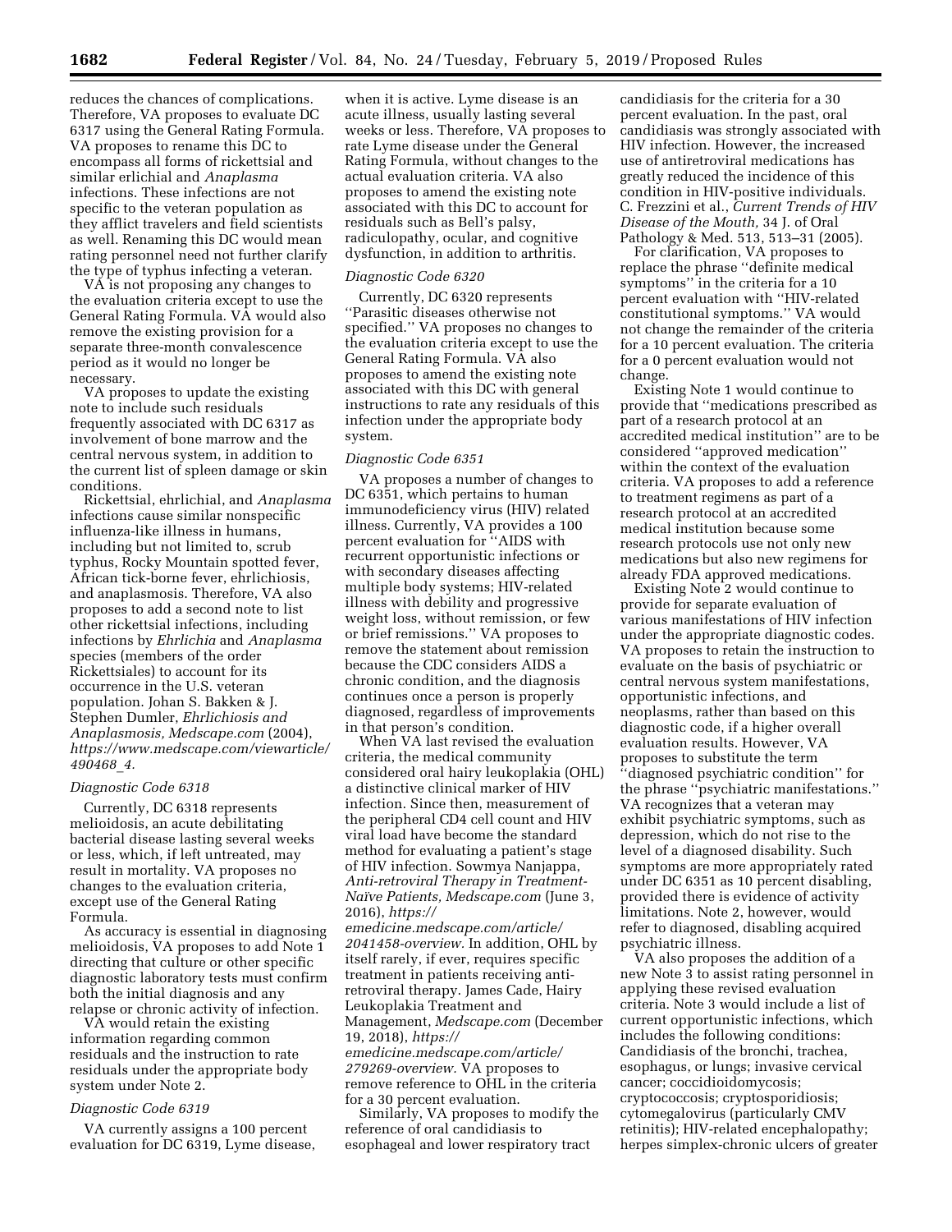reduces the chances of complications. Therefore, VA proposes to evaluate DC 6317 using the General Rating Formula. VA proposes to rename this DC to encompass all forms of rickettsial and similar erlichial and *Anaplasma* infections. These infections are not specific to the veteran population as they afflict travelers and field scientists as well. Renaming this DC would mean rating personnel need not further clarify the type of typhus infecting a veteran.

VA is not proposing any changes to the evaluation criteria except to use the General Rating Formula. VA would also remove the existing provision for a separate three-month convalescence period as it would no longer be necessary.

VA proposes to update the existing note to include such residuals frequently associated with DC 6317 as involvement of bone marrow and the central nervous system, in addition to the current list of spleen damage or skin conditions.

Rickettsial, ehrlichial, and *Anaplasma* infections cause similar nonspecific influenza-like illness in humans, including but not limited to, scrub typhus, Rocky Mountain spotted fever, African tick-borne fever, ehrlichiosis, and anaplasmosis. Therefore, VA also proposes to add a second note to list other rickettsial infections, including infections by *Ehrlichia* and *Anaplasma* species (members of the order Rickettsiales) to account for its occurrence in the U.S. veteran population. Johan S. Bakken & J. Stephen Dumler, *Ehrlichiosis and Anaplasmosis, Medscape.com* (2004), *https://www.medscape.com/viewarticle/490468_4.*

### *Diagnostic Code 6318*

Currently, DC 6318 represents melioidosis, an acute debilitating bacterial disease lasting several weeks or less, which, if left untreated, may result in mortality. VA proposes no changes to the evaluation criteria, except use of the General Rating Formula.

As accuracy is essential in diagnosing melioidosis, VA proposes to add Note 1 directing that culture or other specific diagnostic laboratory tests must confirm both the initial diagnosis and any relapse or chronic activity of infection.

VA would retain the existing information regarding common residuals and the instruction to rate residuals under the appropriate body system under Note 2.

### *Diagnostic Code 6319*

VA currently assigns a 100 percent evaluation for DC 6319, Lyme disease, when it is active. Lyme disease is an acute illness, usually lasting several weeks or less. Therefore, VA proposes to rate Lyme disease under the General Rating Formula, without changes to the actual evaluation criteria. VA also proposes to amend the existing note associated with this DC to account for residuals such as Bell's palsy, radiculopathy, ocular, and cognitive dysfunction, in addition to arthritis.

### *Diagnostic Code 6320*

Currently, DC 6320 represents ''Parasitic diseases otherwise not specified.'' VA proposes no changes to the evaluation criteria except to use the General Rating Formula. VA also proposes to amend the existing note associated with this DC with general instructions to rate any residuals of this infection under the appropriate body system.

### *Diagnostic Code 6351*

VA proposes a number of changes to DC 6351, which pertains to human immunodeficiency virus (HIV) related illness. Currently, VA provides a 100 percent evaluation for ''AIDS with recurrent opportunistic infections or with secondary diseases affecting multiple body systems; HIV-related illness with debility and progressive weight loss, without remission, or few or brief remissions.'' VA proposes to remove the statement about remission because the CDC considers AIDS a chronic condition, and the diagnosis continues once a person is properly diagnosed, regardless of improvements in that person's condition.

When VA last revised the evaluation criteria, the medical community considered oral hairy leukoplakia (OHL) a distinctive clinical marker of HIV infection. Since then, measurement of the peripheral CD4 cell count and HIV viral load have become the standard method for evaluating a patient's stage of HIV infection. Sowmya Nanjappa, *Anti-retroviral Therapy in Treatment-Naïve Patients, Medscape.com* (June 3, 2016), *https://emedicine.medscape.com/article/2041458-overview.* In addition, OHL by itself rarely, if ever, requires specific treatment in patients receiving anti-retroviral therapy. James Cade, Hairy Leukoplakia Treatment and Management, *Medscape.com* (December 19, 2018), *https://emedicine.medscape.com/article/279269-overview.* VA proposes to remove reference to OHL in the criteria for a 30 percent evaluation.

Similarly, VA proposes to modify the reference of oral candidiasis to esophageal and lower respiratory tract candidiasis for the criteria for a 30 percent evaluation. In the past, oral candidiasis was strongly associated with HIV infection. However, the increased use of antiretroviral medications has greatly reduced the incidence of this condition in HIV-positive individuals. C. Frezzini et al., *Current Trends of HIV Disease of the Mouth,* 34 J. of Oral Pathology & Med. 513, 513–31 (2005).

For clarification, VA proposes to replace the phrase ''definite medical symptoms'' in the criteria for a 10 percent evaluation with ''HIV-related constitutional symptoms.'' VA would not change the remainder of the criteria for a 10 percent evaluation. The criteria for a 0 percent evaluation would not change.

Existing Note 1 would continue to provide that ''medications prescribed as part of a research protocol at an accredited medical institution'' are to be considered ''approved medication'' within the context of the evaluation criteria. VA proposes to add a reference to treatment regimens as part of a research protocol at an accredited medical institution because some research protocols use not only new medications but also new regimens for already FDA approved medications.

Existing Note 2 would continue to provide for separate evaluation of various manifestations of HIV infection under the appropriate diagnostic codes. VA proposes to retain the instruction to evaluate on the basis of psychiatric or central nervous system manifestations, opportunistic infections, and neoplasms, rather than based on this diagnostic code, if a higher overall evaluation results. However, VA proposes to substitute the term ''diagnosed psychiatric condition'' for the phrase ''psychiatric manifestations.'' VA recognizes that a veteran may exhibit psychiatric symptoms, such as depression, which do not rise to the level of a diagnosed disability. Such symptoms are more appropriately rated under DC 6351 as 10 percent disabling, provided there is evidence of activity limitations. Note 2, however, would refer to diagnosed, disabling acquired psychiatric illness.

VA also proposes the addition of a new Note 3 to assist rating personnel in applying these revised evaluation criteria. Note 3 would include a list of current opportunistic infections, which includes the following conditions: Candidiasis of the bronchi, trachea, esophagus, or lungs; invasive cervical cancer; coccidioidomycosis; cryptococcosis; cryptosporidiosis; cytomegalovirus (particularly CMV retinitis); HIV-related encephalopathy; herpes simplex-chronic ulcers of greater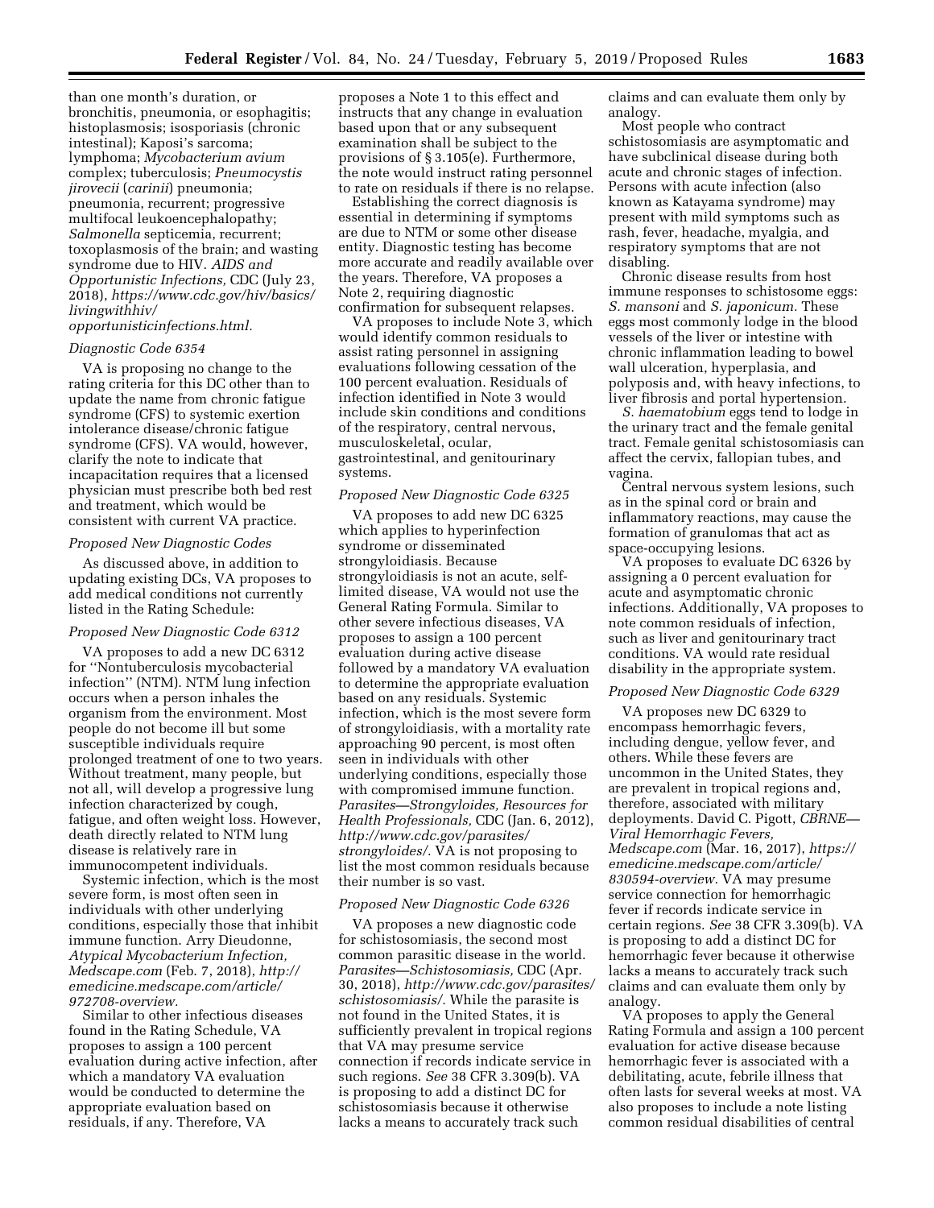than one month's duration, or bronchitis, pneumonia, or esophagitis; histoplasmosis; isosporiasis (chronic intestinal); Kaposi's sarcoma; lymphoma; *Mycobacterium avium* complex; tuberculosis; *Pneumocystis jirovecii* (*carinii*) pneumonia; pneumonia, recurrent; progressive multifocal leukoencephalopathy; *Salmonella* septicemia, recurrent; toxoplasmosis of the brain; and wasting syndrome due to HIV. *AIDS and Opportunistic Infections,* CDC (July 23, 2018), *https://www.cdc.gov/hiv/basics/livingwithhiv/opportunisticinfections.html.*

### *Diagnostic Code 6354*

VA is proposing no change to the rating criteria for this DC other than to update the name from chronic fatigue syndrome (CFS) to systemic exertion intolerance disease/chronic fatigue syndrome (CFS). VA would, however, clarify the note to indicate that incapacitation requires that a licensed physician must prescribe both bed rest and treatment, which would be consistent with current VA practice.

### *Proposed New Diagnostic Codes*

As discussed above, in addition to updating existing DCs, VA proposes to add medical conditions not currently listed in the Rating Schedule:

### *Proposed New Diagnostic Code 6312*

VA proposes to add a new DC 6312 for ''Nontuberculosis mycobacterial infection'' (NTM). NTM lung infection occurs when a person inhales the organism from the environment. Most people do not become ill but some susceptible individuals require prolonged treatment of one to two years. Without treatment, many people, but not all, will develop a progressive lung infection characterized by cough, fatigue, and often weight loss. However, death directly related to NTM lung disease is relatively rare in immunocompetent individuals.

Systemic infection, which is the most severe form, is most often seen in individuals with other underlying conditions, especially those that inhibit immune function. Arry Dieudonne, *Atypical Mycobacterium Infection, Medscape.com* (Feb. 7, 2018), *http://emedicine.medscape.com/article/972708-overview.*

Similar to other infectious diseases found in the Rating Schedule, VA proposes to assign a 100 percent evaluation during active infection, after which a mandatory VA evaluation would be conducted to determine the appropriate evaluation based on residuals, if any. Therefore, VA proposes a Note 1 to this effect and instructs that any change in evaluation based upon that or any subsequent examination shall be subject to the provisions of § 3.105(e). Furthermore, the note would instruct rating personnel to rate on residuals if there is no relapse.

Establishing the correct diagnosis is essential in determining if symptoms are due to NTM or some other disease entity. Diagnostic testing has become more accurate and readily available over the years. Therefore, VA proposes a Note 2, requiring diagnostic confirmation for subsequent relapses.

VA proposes to include Note 3, which would identify common residuals to assist rating personnel in assigning evaluations following cessation of the 100 percent evaluation. Residuals of infection identified in Note 3 would include skin conditions and conditions of the respiratory, central nervous, musculoskeletal, ocular, gastrointestinal, and genitourinary systems.

### *Proposed New Diagnostic Code 6325*

VA proposes to add new DC 6325 which applies to hyperinfection syndrome or disseminated strongyloidiasis. Because strongyloidiasis is not an acute, self-limited disease, VA would not use the General Rating Formula. Similar to other severe infectious diseases, VA proposes to assign a 100 percent evaluation during active disease followed by a mandatory VA evaluation to determine the appropriate evaluation based on any residuals. Systemic infection, which is the most severe form of strongyloidiasis, with a mortality rate approaching 90 percent, is most often seen in individuals with other underlying conditions, especially those with compromised immune function. *Parasites—Strongyloides, Resources for Health Professionals,* CDC (Jan. 6, 2012), *http://www.cdc.gov/parasites/strongyloides/.* VA is not proposing to list the most common residuals because their number is so vast.

### *Proposed New Diagnostic Code 6326*

VA proposes a new diagnostic code for schistosomiasis, the second most common parasitic disease in the world. *Parasites—Schistosomiasis,* CDC (Apr. 30, 2018), *http://www.cdc.gov/parasites/schistosomiasis/.* While the parasite is not found in the United States, it is sufficiently prevalent in tropical regions that VA may presume service connection if records indicate service in such regions. *See* 38 CFR 3.309(b). VA is proposing to add a distinct DC for schistosomiasis because it otherwise lacks a means to accurately track such claims and can evaluate them only by analogy.

Most people who contract schistosomiasis are asymptomatic and have subclinical disease during both acute and chronic stages of infection. Persons with acute infection (also known as Katayama syndrome) may present with mild symptoms such as rash, fever, headache, myalgia, and respiratory symptoms that are not disabling.

Chronic disease results from host immune responses to schistosome eggs: *S. mansoni* and *S. japonicum.* These eggs most commonly lodge in the blood vessels of the liver or intestine with chronic inflammation leading to bowel wall ulceration, hyperplasia, and polyposis and, with heavy infections, to liver fibrosis and portal hypertension.

*S. haematobium* eggs tend to lodge in the urinary tract and the female genital tract. Female genital schistosomiasis can affect the cervix, fallopian tubes, and vagina.

Central nervous system lesions, such as in the spinal cord or brain and inflammatory reactions, may cause the formation of granulomas that act as space-occupying lesions.

VA proposes to evaluate DC 6326 by assigning a 0 percent evaluation for acute and asymptomatic chronic infections. Additionally, VA proposes to note common residuals of infection, such as liver and genitourinary tract conditions. VA would rate residual disability in the appropriate system.

### *Proposed New Diagnostic Code 6329*

VA proposes new DC 6329 to encompass hemorrhagic fevers, including dengue, yellow fever, and others. While these fevers are uncommon in the United States, they are prevalent in tropical regions and, therefore, associated with military deployments. David C. Pigott, *CBRNE—Viral Hemorrhagic Fevers, Medscape.com* (Mar. 16, 2017), *https://emedicine.medscape.com/article/830594-overview.* VA may presume service connection for hemorrhagic fever if records indicate service in certain regions. *See* 38 CFR 3.309(b). VA is proposing to add a distinct DC for hemorrhagic fever because it otherwise lacks a means to accurately track such claims and can evaluate them only by analogy.

VA proposes to apply the General Rating Formula and assign a 100 percent evaluation for active disease because hemorrhagic fever is associated with a debilitating, acute, febrile illness that often lasts for several weeks at most. VA also proposes to include a note listing common residual disabilities of central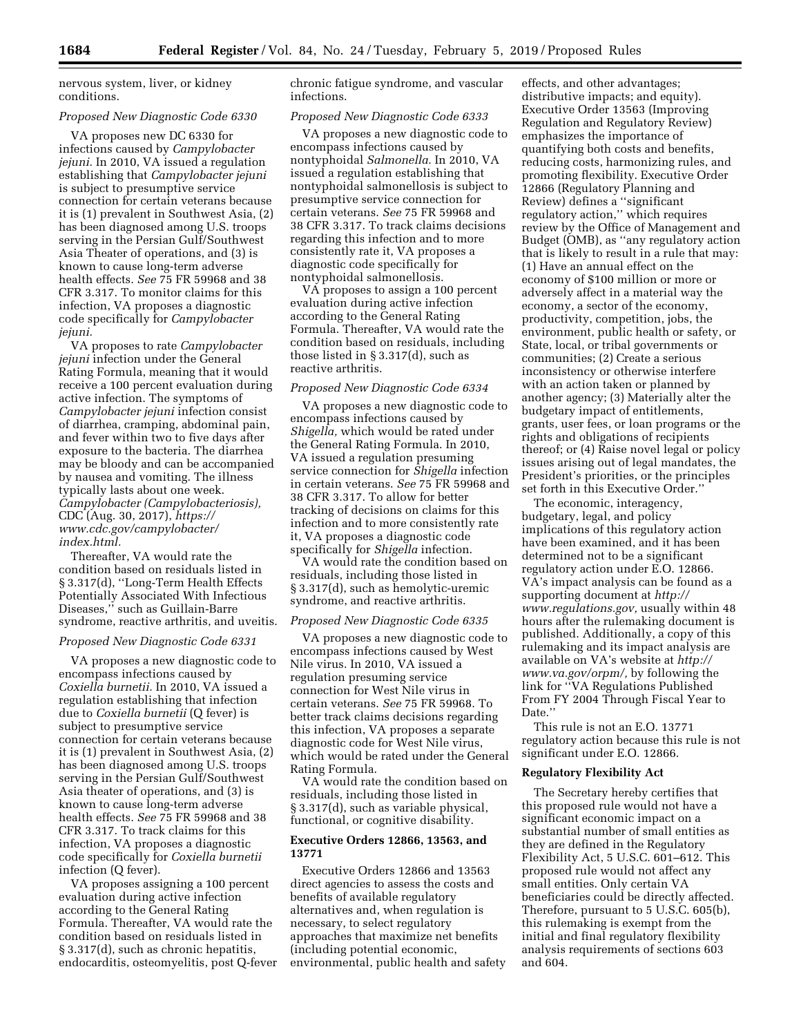nervous system, liver, or kidney conditions.

*Proposed New Diagnostic Code 6330*

VA proposes new DC 6330 for infections caused by *Campylobacter jejuni.* In 2010, VA issued a regulation establishing that *Campylobacter jejuni* is subject to presumptive service connection for certain veterans because it is (1) prevalent in Southwest Asia, (2) has been diagnosed among U.S. troops serving in the Persian Gulf/Southwest Asia Theater of operations, and (3) is known to cause long-term adverse health effects. *See* 75 FR 59968 and 38 CFR 3.317. To monitor claims for this infection, VA proposes a diagnostic code specifically for *Campylobacter jejuni.*

VA proposes to rate *Campylobacter jejuni* infection under the General Rating Formula, meaning that it would receive a 100 percent evaluation during active infection. The symptoms of *Campylobacter jejuni* infection consist of diarrhea, cramping, abdominal pain, and fever within two to five days after exposure to the bacteria. The diarrhea may be bloody and can be accompanied by nausea and vomiting. The illness typically lasts about one week. *Campylobacter (Campylobacteriosis),* CDC (Aug. 30, 2017), *https://www.cdc.gov/campylobacter/index.html.*

Thereafter, VA would rate the condition based on residuals listed in § 3.317(d), ''Long-Term Health Effects Potentially Associated With Infectious Diseases,'' such as Guillain-Barre syndrome, reactive arthritis, and uveitis.

*Proposed New Diagnostic Code 6331*

VA proposes a new diagnostic code to encompass infections caused by *Coxiella burnetii.* In 2010, VA issued a regulation establishing that infection due to *Coxiella burnetii* (Q fever) is subject to presumptive service connection for certain veterans because it is (1) prevalent in Southwest Asia, (2) has been diagnosed among U.S. troops serving in the Persian Gulf/Southwest Asia theater of operations, and (3) is known to cause long-term adverse health effects. *See* 75 FR 59968 and 38 CFR 3.317. To track claims for this infection, VA proposes a diagnostic code specifically for *Coxiella burnetii* infection (Q fever).

VA proposes assigning a 100 percent evaluation during active infection according to the General Rating Formula. Thereafter, VA would rate the condition based on residuals listed in § 3.317(d), such as chronic hepatitis, endocarditis, osteomyelitis, post Q-fever chronic fatigue syndrome, and vascular infections.

*Proposed New Diagnostic Code 6333*

VA proposes a new diagnostic code to encompass infections caused by nontyphoidal *Salmonella.* In 2010, VA issued a regulation establishing that nontyphoidal salmonellosis is subject to presumptive service connection for certain veterans. *See* 75 FR 59968 and 38 CFR 3.317. To track claims decisions regarding this infection and to more consistently rate it, VA proposes a diagnostic code specifically for nontyphoidal salmonellosis.

VA proposes to assign a 100 percent evaluation during active infection according to the General Rating Formula. Thereafter, VA would rate the condition based on residuals, including those listed in § 3.317(d), such as reactive arthritis.

*Proposed New Diagnostic Code 6334*

VA proposes a new diagnostic code to encompass infections caused by *Shigella,* which would be rated under the General Rating Formula. In 2010, VA issued a regulation presuming service connection for *Shigella* infection in certain veterans. *See* 75 FR 59968 and 38 CFR 3.317. To allow for better tracking of decisions on claims for this infection and to more consistently rate it, VA proposes a diagnostic code specifically for *Shigella* infection.

VA would rate the condition based on residuals, including those listed in § 3.317(d), such as hemolytic-uremic syndrome, and reactive arthritis.

*Proposed New Diagnostic Code 6335*

VA proposes a new diagnostic code to encompass infections caused by West Nile virus. In 2010, VA issued a regulation presuming service connection for West Nile virus in certain veterans. *See* 75 FR 59968. To better track claims decisions regarding this infection, VA proposes a separate diagnostic code for West Nile virus, which would be rated under the General Rating Formula.

VA would rate the condition based on residuals, including those listed in § 3.317(d), such as variable physical, functional, or cognitive disability.

**Executive Orders 12866, 13563, and 13771**

Executive Orders 12866 and 13563 direct agencies to assess the costs and benefits of available regulatory alternatives and, when regulation is necessary, to select regulatory approaches that maximize net benefits (including potential economic, environmental, public health and safety effects, and other advantages; distributive impacts; and equity). Executive Order 13563 (Improving Regulation and Regulatory Review) emphasizes the importance of quantifying both costs and benefits, reducing costs, harmonizing rules, and promoting flexibility. Executive Order 12866 (Regulatory Planning and Review) defines a ''significant regulatory action,'' which requires review by the Office of Management and Budget (OMB), as ''any regulatory action that is likely to result in a rule that may: (1) Have an annual effect on the economy of $100 million or more or adversely affect in a material way the economy, a sector of the economy, productivity, competition, jobs, the environment, public health or safety, or State, local, or tribal governments or communities; (2) Create a serious inconsistency or otherwise interfere with an action taken or planned by another agency; (3) Materially alter the budgetary impact of entitlements, grants, user fees, or loan programs or the rights and obligations of recipients thereof; or (4) Raise novel legal or policy issues arising out of legal mandates, the President's priorities, or the principles set forth in this Executive Order.''

The economic, interagency, budgetary, legal, and policy implications of this regulatory action have been examined, and it has been determined not to be a significant regulatory action under E.O. 12866. VA's impact analysis can be found as a supporting document at *http://www.regulations.gov,* usually within 48 hours after the rulemaking document is published. Additionally, a copy of this rulemaking and its impact analysis are available on VA's website at *http://www.va.gov/orpm/,* by following the link for ''VA Regulations Published From FY 2004 Through Fiscal Year to Date.''

This rule is not an E.O. 13771 regulatory action because this rule is not significant under E.O. 12866.

**Regulatory Flexibility Act**

The Secretary hereby certifies that this proposed rule would not have a significant economic impact on a substantial number of small entities as they are defined in the Regulatory Flexibility Act, 5 U.S.C. 601–612. This proposed rule would not affect any small entities. Only certain VA beneficiaries could be directly affected. Therefore, pursuant to 5 U.S.C. 605(b), this rulemaking is exempt from the initial and final regulatory flexibility analysis requirements of sections 603 and 604.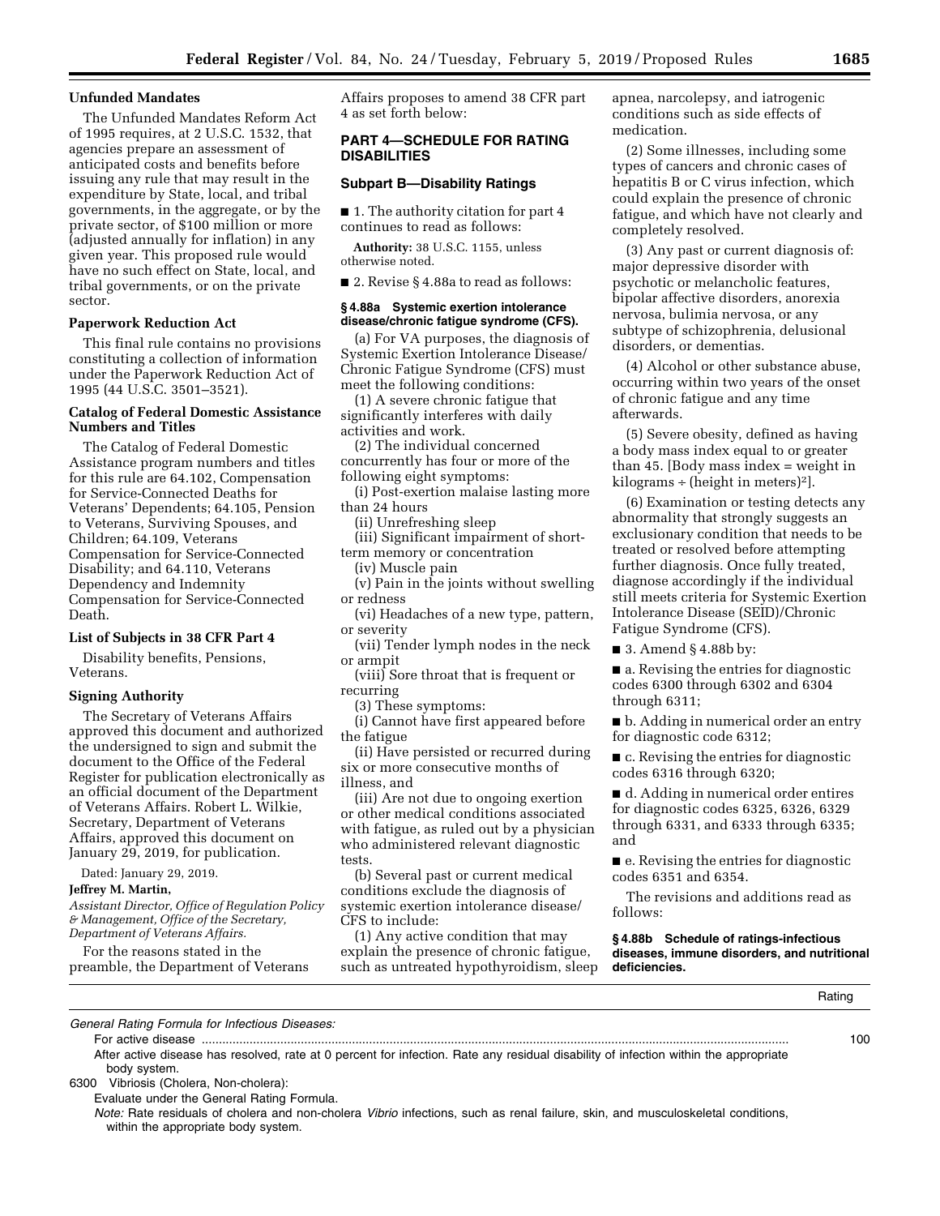### Unfunded Mandates

The Unfunded Mandates Reform Act of 1995 requires, at 2 U.S.C. 1532, that agencies prepare an assessment of anticipated costs and benefits before issuing any rule that may result in the expenditure by State, local, and tribal governments, in the aggregate, or by the private sector, of $100 million or more (adjusted annually for inflation) in any given year. This proposed rule would have no such effect on State, local, and tribal governments, or on the private sector.

### Paperwork Reduction Act

This final rule contains no provisions constituting a collection of information under the Paperwork Reduction Act of 1995 (44 U.S.C. 3501–3521).

### Catalog of Federal Domestic Assistance Numbers and Titles

The Catalog of Federal Domestic Assistance program numbers and titles for this rule are 64.102, Compensation for Service-Connected Deaths for Veterans' Dependents; 64.105, Pension to Veterans, Surviving Spouses, and Children; 64.109, Veterans Compensation for Service-Connected Disability; and 64.110, Veterans Dependency and Indemnity Compensation for Service-Connected Death.

### List of Subjects in 38 CFR Part 4

Disability benefits, Pensions, Veterans.

### Signing Authority

The Secretary of Veterans Affairs approved this document and authorized the undersigned to sign and submit the document to the Office of the Federal Register for publication electronically as an official document of the Department of Veterans Affairs. Robert L. Wilkie, Secretary, Department of Veterans Affairs, approved this document on January 29, 2019, for publication.

Dated: January 29, 2019.

**Jeffrey M. Martin,**

*Assistant Director, Office of Regulation Policy & Management, Office of the Secretary, Department of Veterans Affairs.*

For the reasons stated in the preamble, the Department of Veterans Affairs proposes to amend 38 CFR part 4 as set forth below:

## PART 4—SCHEDULE FOR RATING DISABILITIES

### Subpart B—Disability Ratings

■ 1. The authority citation for part 4 continues to read as follows:

**Authority:** 38 U.S.C. 1155, unless otherwise noted.

■ 2. Revise § 4.88a to read as follows:

#### § 4.88a Systemic exertion intolerance disease/chronic fatigue syndrome (CFS).

(a) For VA purposes, the diagnosis of Systemic Exertion Intolerance Disease/Chronic Fatigue Syndrome (CFS) must meet the following conditions:

(1) A severe chronic fatigue that significantly interferes with daily activities and work.

(2) The individual concerned concurrently has four or more of the following eight symptoms:

(i) Post-exertion malaise lasting more than 24 hours

(ii) Unrefreshing sleep

(iii) Significant impairment of short-term memory or concentration

(iv) Muscle pain

(v) Pain in the joints without swelling or redness

(vi) Headaches of a new type, pattern, or severity

(vii) Tender lymph nodes in the neck or armpit

(viii) Sore throat that is frequent or recurring

(3) These symptoms:

(i) Cannot have first appeared before the fatigue

(ii) Have persisted or recurred during six or more consecutive months of illness, and

(iii) Are not due to ongoing exertion or other medical conditions associated with fatigue, as ruled out by a physician who administered relevant diagnostic tests.

(b) Several past or current medical conditions exclude the diagnosis of systemic exertion intolerance disease/CFS to include:

(1) Any active condition that may explain the presence of chronic fatigue, such as untreated hypothyroidism, sleep apnea, narcolepsy, and iatrogenic conditions such as side effects of medication.

(2) Some illnesses, including some types of cancers and chronic cases of hepatitis B or C virus infection, which could explain the presence of chronic fatigue, and which have not clearly and completely resolved.

(3) Any past or current diagnosis of: major depressive disorder with psychotic or melancholic features, bipolar affective disorders, anorexia nervosa, bulimia nervosa, or any subtype of schizophrenia, delusional disorders, or dementias.

(4) Alcohol or other substance abuse, occurring within two years of the onset of chronic fatigue and any time afterwards.

(5) Severe obesity, defined as having a body mass index equal to or greater than 45. [Body mass index = weight in kilograms ÷ (height in meters)$^2$].

(6) Examination or testing detects any abnormality that strongly suggests an exclusionary condition that needs to be treated or resolved before attempting further diagnosis. Once fully treated, diagnose accordingly if the individual still meets criteria for Systemic Exertion Intolerance Disease (SEID)/Chronic Fatigue Syndrome (CFS).

■ 3. Amend § 4.88b by:

■ a. Revising the entries for diagnostic codes 6300 through 6302 and 6304 through 6311;

■ b. Adding in numerical order an entry for diagnostic code 6312;

■ c. Revising the entries for diagnostic codes 6316 through 6320;

■ d. Adding in numerical order entires for diagnostic codes 6325, 6326, 6329 through 6331, and 6333 through 6335; and

■ e. Revising the entries for diagnostic codes 6351 and 6354.

The revisions and additions read as follows:

#### § 4.88b Schedule of ratings-infectious diseases, immune disorders, and nutritional deficiencies.

| | Rating |
|---|---|
| *General Rating Formula for Infectious Diseases:* | |
| For active disease | 100 |
| After active disease has resolved, rate at 0 percent for infection. Rate any residual disability of infection within the appropriate body system. | |
| 6300 Vibriosis (Cholera, Non-cholera): | |
| Evaluate under the General Rating Formula. | |
| *Note:* Rate residuals of cholera and non-cholera *Vibrio* infections, such as renal failure, skin, and musculoskeletal conditions, within the appropriate body system. | |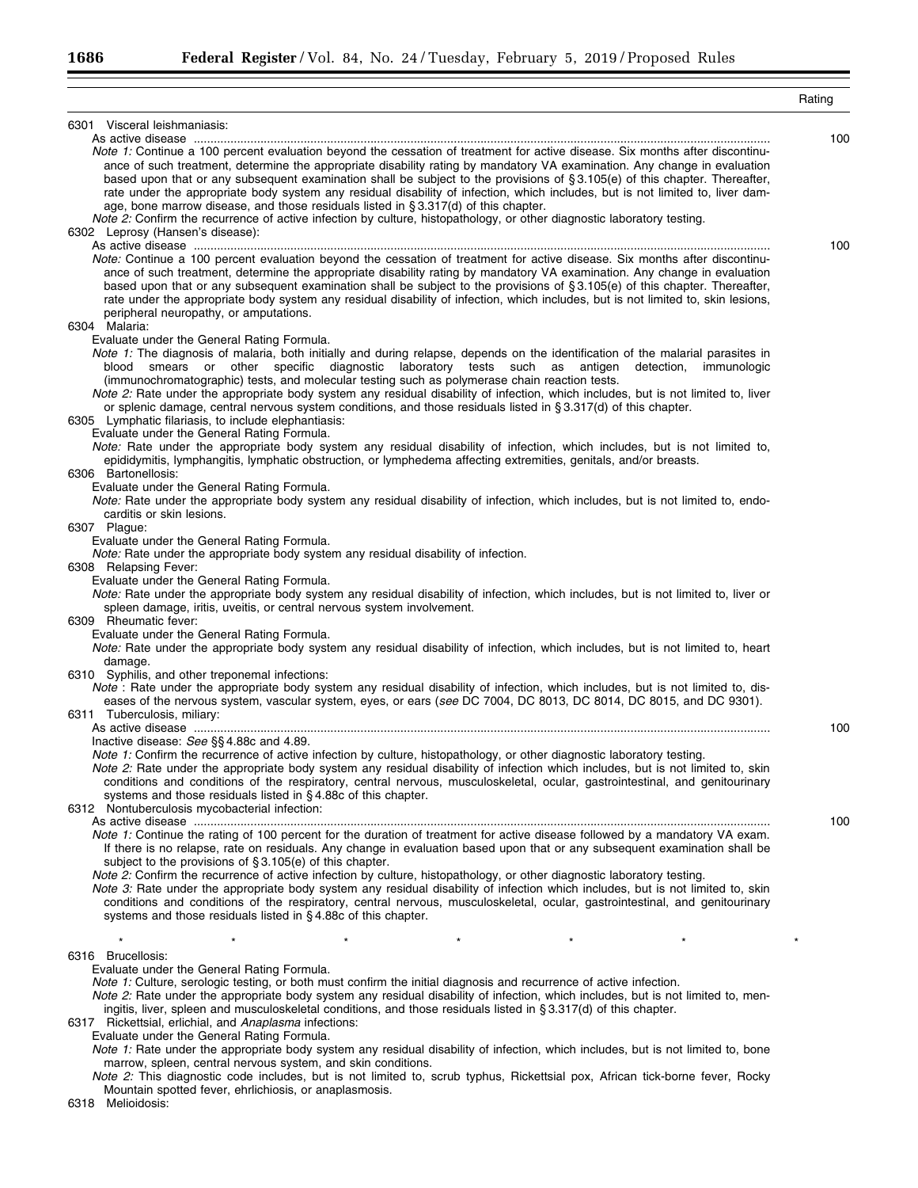| | Rating |
|---|---|
| 6301 Visceral leishmaniasis: | |
| As active disease | 100 |
| *Note 1:* Continue a 100 percent evaluation beyond the cessation of treatment for active disease. Six months after discontinuance of such treatment, determine the appropriate disability rating by mandatory VA examination. Any change in evaluation based upon that or any subsequent examination shall be subject to the provisions of § 3.105(e) of this chapter. Thereafter, rate under the appropriate body system any residual disability of infection, which includes, but is not limited to, liver damage, bone marrow disease, and those residuals listed in § 3.317(d) of this chapter. | |
| *Note 2:* Confirm the recurrence of active infection by culture, histopathology, or other diagnostic laboratory testing. | |
| 6302 Leprosy (Hansen's disease): | |
| As active disease | 100 |
| *Note:* Continue a 100 percent evaluation beyond the cessation of treatment for active disease. Six months after discontinuance of such treatment, determine the appropriate disability rating by mandatory VA examination. Any change in evaluation based upon that or any subsequent examination shall be subject to the provisions of § 3.105(e) of this chapter. Thereafter, rate under the appropriate body system any residual disability of infection, which includes, but is not limited to, skin lesions, peripheral neuropathy, or amputations. | |
| 6304 Malaria: | |
| Evaluate under the General Rating Formula. | |
| *Note 1:* The diagnosis of malaria, both initially and during relapse, depends on the identification of the malarial parasites in blood smears or other specific diagnostic laboratory tests such as antigen detection, immunologic (immunochromatographic) tests, and molecular testing such as polymerase chain reaction tests. | |
| *Note 2:* Rate under the appropriate body system any residual disability of infection, which includes, but is not limited to, liver or splenic damage, central nervous system conditions, and those residuals listed in § 3.317(d) of this chapter. | |
| 6305 Lymphatic filariasis, to include elephantiasis: | |
| Evaluate under the General Rating Formula. | |
| *Note:* Rate under the appropriate body system any residual disability of infection, which includes, but is not limited to, epididymitis, lymphangitis, lymphatic obstruction, or lymphedema affecting extremities, genitals, and/or breasts. | |
| 6306 Bartonellosis: | |
| Evaluate under the General Rating Formula. | |
| *Note:* Rate under the appropriate body system any residual disability of infection, which includes, but is not limited to, endocarditis or skin lesions. | |
| 6307 Plague: | |
| Evaluate under the General Rating Formula. | |
| *Note:* Rate under the appropriate body system any residual disability of infection. | |
| 6308 Relapsing Fever: | |
| Evaluate under the General Rating Formula. | |
| *Note:* Rate under the appropriate body system any residual disability of infection, which includes, but is not limited to, liver or spleen damage, iritis, uveitis, or central nervous system involvement. | |
| 6309 Rheumatic fever: | |
| Evaluate under the General Rating Formula. | |
| *Note:* Rate under the appropriate body system any residual disability of infection, which includes, but is not limited to, heart damage. | |
| 6310 Syphilis, and other treponemal infections: | |
| *Note* : Rate under the appropriate body system any residual disability of infection, which includes, but is not limited to, diseases of the nervous system, vascular system, eyes, or ears (*see* DC 7004, DC 8013, DC 8014, DC 8015, and DC 9301). | |
| 6311 Tuberculosis, miliary: | |
| As active disease | 100 |
| Inactive disease: *See* §§ 4.88c and 4.89. | |
| *Note 1:* Confirm the recurrence of active infection by culture, histopathology, or other diagnostic laboratory testing. | |
| *Note 2:* Rate under the appropriate body system any residual disability of infection which includes, but is not limited to, skin conditions and conditions of the respiratory, central nervous, musculoskeletal, ocular, gastrointestinal, and genitourinary systems and those residuals listed in § 4.88c of this chapter. | |
| 6312 Nontuberculosis mycobacterial infection: | |
| As active disease | 100 |
| *Note 1:* Continue the rating of 100 percent for the duration of treatment for active disease followed by a mandatory VA exam. If there is no relapse, rate on residuals. Any change in evaluation based upon that or any subsequent examination shall be subject to the provisions of § 3.105(e) of this chapter. | |
| *Note 2:* Confirm the recurrence of active infection by culture, histopathology, or other diagnostic laboratory testing. | |
| *Note 3:* Rate under the appropriate body system any residual disability of infection which includes, but is not limited to, skin conditions and conditions of the respiratory, central nervous, musculoskeletal, ocular, gastrointestinal, and genitourinary systems and those residuals listed in § 4.88c of this chapter. | |
| * * * * * * * | |
| 6316 Brucellosis: | |
| Evaluate under the General Rating Formula. | |
| *Note 1:* Culture, serologic testing, or both must confirm the initial diagnosis and recurrence of active infection. | |
| *Note 2:* Rate under the appropriate body system any residual disability of infection, which includes, but is not limited to, meningitis, liver, spleen and musculoskeletal conditions, and those residuals listed in § 3.317(d) of this chapter. | |
| 6317 Rickettsial, erlichial, and *Anaplasma* infections: | |
| Evaluate under the General Rating Formula. | |
| *Note 1:* Rate under the appropriate body system any residual disability of infection, which includes, but is not limited to, bone marrow, spleen, central nervous system, and skin conditions. | |
| *Note 2:* This diagnostic code includes, but is not limited to, scrub typhus, Rickettsial pox, African tick-borne fever, Rocky Mountain spotted fever, ehrlichiosis, or anaplasmosis. | |
| 6318 Melioidosis: | |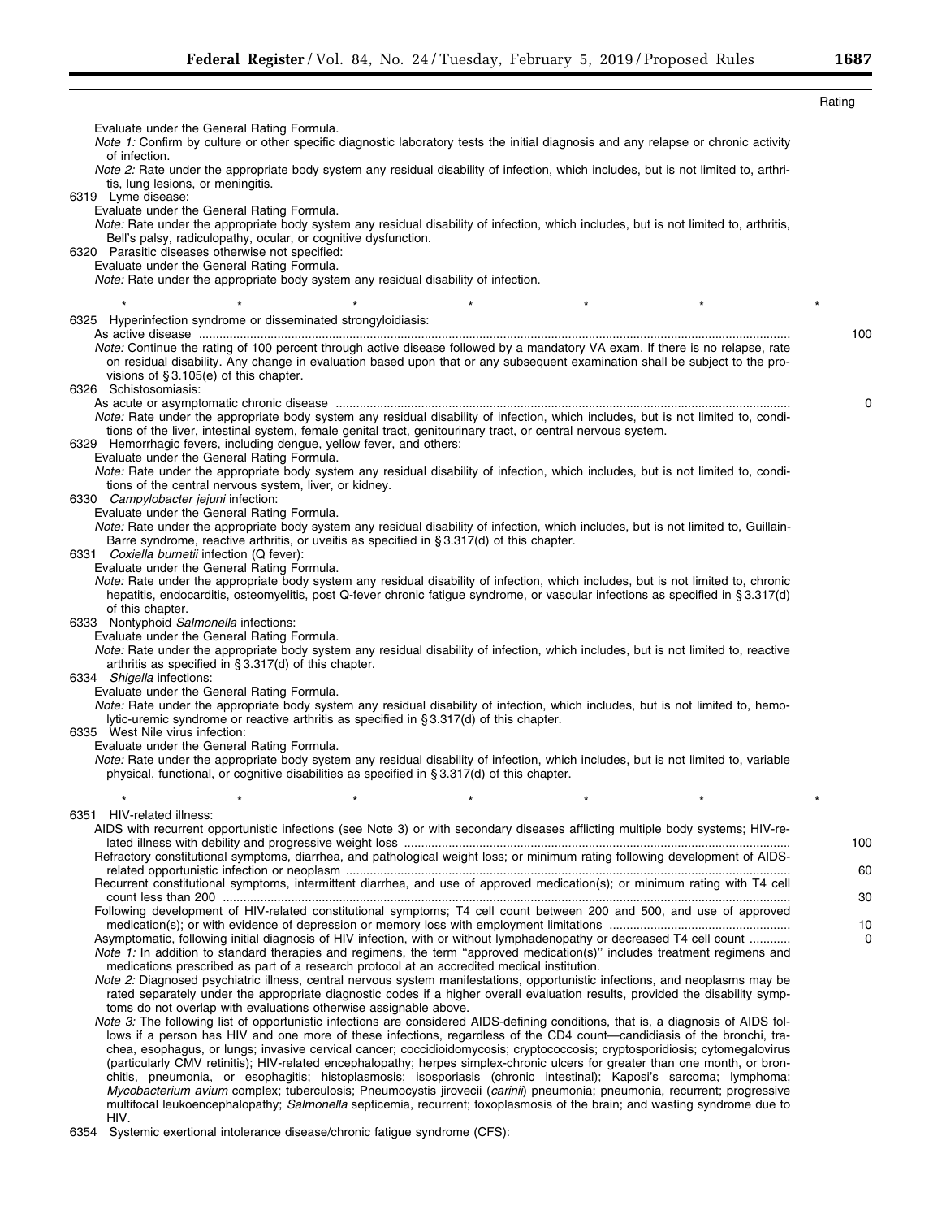| | Rating |
|---|---|
| Evaluate under the General Rating Formula. | |
| *Note 1:* Confirm by culture or other specific diagnostic laboratory tests the initial diagnosis and any relapse or chronic activity of infection. | |
| *Note 2:* Rate under the appropriate body system any residual disability of infection, which includes, but is not limited to, arthritis, lung lesions, or meningitis. | |
| 6319 Lyme disease: | |
| Evaluate under the General Rating Formula. | |
| *Note:* Rate under the appropriate body system any residual disability of infection, which includes, but is not limited to, arthritis, Bell's palsy, radiculopathy, ocular, or cognitive dysfunction. | |
| 6320 Parasitic diseases otherwise not specified: | |
| Evaluate under the General Rating Formula. | |
| *Note:* Rate under the appropriate body system any residual disability of infection. | |
| * * * * * * * | |
| 6325 Hyperinfection syndrome or disseminated strongyloidiasis: | |
| As active disease | 100 |
| *Note:* Continue the rating of 100 percent through active disease followed by a mandatory VA exam. If there is no relapse, rate on residual disability. Any change in evaluation based upon that or any subsequent examination shall be subject to the provisions of § 3.105(e) of this chapter. | |
| 6326 Schistosomiasis: | |
| As acute or asymptomatic chronic disease | 0 |
| *Note:* Rate under the appropriate body system any residual disability of infection, which includes, but is not limited to, conditions of the liver, intestinal system, female genital tract, genitourinary tract, or central nervous system. | |
| 6329 Hemorrhagic fevers, including dengue, yellow fever, and others: | |
| Evaluate under the General Rating Formula. | |
| *Note:* Rate under the appropriate body system any residual disability of infection, which includes, but is not limited to, conditions of the central nervous system, liver, or kidney. | |
| 6330 *Campylobacter jejuni* infection: | |
| Evaluate under the General Rating Formula. | |
| *Note:* Rate under the appropriate body system any residual disability of infection, which includes, but is not limited to, Guillain-Barre syndrome, reactive arthritis, or uveitis as specified in § 3.317(d) of this chapter. | |
| 6331 *Coxiella burnetii* infection (Q fever): | |
| Evaluate under the General Rating Formula. | |
| *Note:* Rate under the appropriate body system any residual disability of infection, which includes, but is not limited to, chronic hepatitis, endocarditis, osteomyelitis, post Q-fever chronic fatigue syndrome, or vascular infections as specified in § 3.317(d) of this chapter. | |
| 6333 Nontyphoid *Salmonella* infections: | |
| Evaluate under the General Rating Formula. | |
| *Note:* Rate under the appropriate body system any residual disability of infection, which includes, but is not limited to, reactive arthritis as specified in § 3.317(d) of this chapter. | |
| 6334 *Shigella* infections: | |
| Evaluate under the General Rating Formula. | |
| *Note:* Rate under the appropriate body system any residual disability of infection, which includes, but is not limited to, hemolytic-uremic syndrome or reactive arthritis as specified in § 3.317(d) of this chapter. | |
| 6335 West Nile virus infection: | |
| Evaluate under the General Rating Formula. | |
| *Note:* Rate under the appropriate body system any residual disability of infection, which includes, but is not limited to, variable physical, functional, or cognitive disabilities as specified in § 3.317(d) of this chapter. | |
| * * * * * * * | |
| 6351 HIV-related illness: | |
| AIDS with recurrent opportunistic infections (see Note 3) or with secondary diseases afflicting multiple body systems; HIV-related illness with debility and progressive weight loss | 100 |
| Refractory constitutional symptoms, diarrhea, and pathological weight loss; or minimum rating following development of AIDS-related opportunistic infection or neoplasm | 60 |
| Recurrent constitutional symptoms, intermittent diarrhea, and use of approved medication(s); or minimum rating with T4 cell count less than 200 | 30 |
| Following development of HIV-related constitutional symptoms; T4 cell count between 200 and 500, and use of approved medication(s); or with evidence of depression or memory loss with employment limitations | 10 |
| Asymptomatic, following initial diagnosis of HIV infection, with or without lymphadenopathy or decreased T4 cell count | 0 |
| *Note 1:* In addition to standard therapies and regimens, the term "approved medication(s)" includes treatment regimens and medications prescribed as part of a research protocol at an accredited medical institution. | |
| *Note 2:* Diagnosed psychiatric illness, central nervous system manifestations, opportunistic infections, and neoplasms may be rated separately under the appropriate diagnostic codes if a higher overall evaluation results, provided the disability symptoms do not overlap with evaluations otherwise assignable above. | |
| *Note 3:* The following list of opportunistic infections are considered AIDS-defining conditions, that is, a diagnosis of AIDS follows if a person has HIV and one more of these infections, regardless of the CD4 count—candidiasis of the bronchi, trachea, esophagus, or lungs; invasive cervical cancer; coccidioidomycosis; cryptococcosis; cryptosporidiosis; cytomegalovirus (particularly CMV retinitis); HIV-related encephalopathy; herpes simplex-chronic ulcers for greater than one month, or bronchitis, pneumonia, or esophagitis; histoplasmosis; isosporiasis (chronic intestinal); Kaposi's sarcoma; lymphoma; *Mycobacterium avium* complex; tuberculosis; Pneumocystis jirovecii (*carinii*) pneumonia; pneumonia, recurrent; progressive multifocal leukoencephalopathy; *Salmonella* septicemia, recurrent; toxoplasmosis of the brain; and wasting syndrome due to HIV. | |
| 6354 Systemic exertional intolerance disease/chronic fatigue syndrome (CFS): | |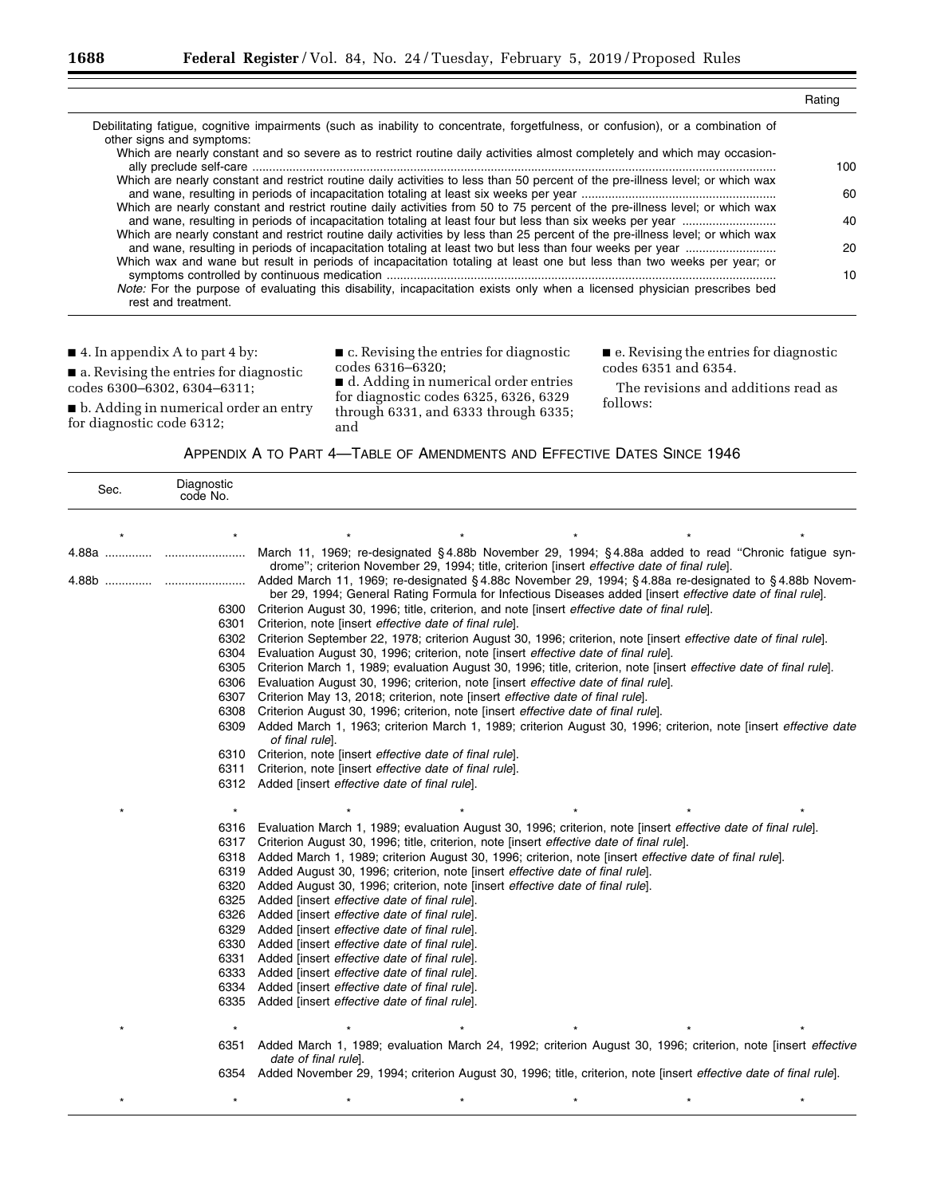| | Rating |
|---|---|
| Debilitating fatigue, cognitive impairments (such as inability to concentrate, forgetfulness, or confusion), or a combination of other signs and symptoms: | |
| Which are nearly constant and so severe as to restrict routine daily activities almost completely and which may occasionally preclude self-care | 100 |
| Which are nearly constant and restrict routine daily activities to less than 50 percent of the pre-illness level; or which wax and wane, resulting in periods of incapacitation totaling at least six weeks per year | 60 |
| Which are nearly constant and restrict routine daily activities from 50 to 75 percent of the pre-illness level; or which wax and wane, resulting in periods of incapacitation totaling at least four but less than six weeks per year | 40 |
| Which are nearly constant and restrict routine daily activities by less than 25 percent of the pre-illness level; or which wax and wane, resulting in periods of incapacitation totaling at least two but less than four weeks per year | 20 |
| Which wax and wane but result in periods of incapacitation totaling at least one but less than two weeks per year; or symptoms controlled by continuous medication | 10 |
| *Note:* For the purpose of evaluating this disability, incapacitation exists only when a licensed physician prescribes bed rest and treatment. | |

■ 4. In appendix A to part 4 by:

■ a. Revising the entries for diagnostic codes 6300–6302, 6304–6311;

■ b. Adding in numerical order an entry for diagnostic code 6312;

■ c. Revising the entries for diagnostic codes 6316–6320;

■ d. Adding in numerical order entries for diagnostic codes 6325, 6326, 6329 through 6331, and 6333 through 6335; and

■ e. Revising the entries for diagnostic codes 6351 and 6354.

The revisions and additions read as follows:

APPENDIX A TO PART 4—TABLE OF AMENDMENTS AND EFFECTIVE DATES SINCE 1946

| Sec. | Diagnostic code No. | |
|---|---|---|
| * | * | * * * * * |
| 4.88a | | March 11, 1969; re-designated §4.88b November 29, 1994; §4.88a added to read "Chronic fatigue syndrome"; criterion November 29, 1994; title, criterion [insert *effective date of final rule*]. |
| 4.88b | | Added March 11, 1969; re-designated §4.88c November 29, 1994; §4.88a re-designated to §4.88b November 29, 1994; General Rating Formula for Infectious Diseases added [insert *effective date of final rule*]. |
| | 6300 | Criterion August 30, 1996; title, criterion, and note [insert *effective date of final rule*]. |
| | 6301 | Criterion, note [insert *effective date of final rule*]. |
| | 6302 | Criterion September 22, 1978; criterion August 30, 1996; criterion, note [insert *effective date of final rule*]. |
| | 6304 | Evaluation August 30, 1996; criterion, note [insert *effective date of final rule*]. |
| | 6305 | Criterion March 1, 1989; evaluation August 30, 1996; title, criterion, note [insert *effective date of final rule*]. |
| | 6306 | Evaluation August 30, 1996; criterion, note [insert *effective date of final rule*]. |
| | 6307 | Criterion May 13, 2018; criterion, note [insert *effective date of final rule*]. |
| | 6308 | Criterion August 30, 1996; criterion, note [insert *effective date of final rule*]. |
| | 6309 | Added March 1, 1963; criterion March 1, 1989; criterion August 30, 1996; criterion, note [insert *effective date of final rule*]. |
| | 6310 | Criterion, note [insert *effective date of final rule*]. |
| | 6311 | Criterion, note [insert *effective date of final rule*]. |
| | 6312 | Added [insert *effective date of final rule*]. |
| * | * | * * * * * |
| | 6316 | Evaluation March 1, 1989; evaluation August 30, 1996; criterion, note [insert *effective date of final rule*]. |
| | 6317 | Criterion August 30, 1996; title, criterion, note [insert *effective date of final rule*]. |
| | 6318 | Added March 1, 1989; criterion August 30, 1996; criterion, note [insert *effective date of final rule*]. |
| | 6319 | Added August 30, 1996; criterion, note [insert *effective date of final rule*]. |
| | 6320 | Added August 30, 1996; criterion, note [insert *effective date of final rule*]. |
| | 6325 | Added [insert *effective date of final rule*]. |
| | 6326 | Added [insert *effective date of final rule*]. |
| | 6329 | Added [insert *effective date of final rule*]. |
| | 6330 | Added [insert *effective date of final rule*]. |
| | 6331 | Added [insert *effective date of final rule*]. |
| | 6333 | Added [insert *effective date of final rule*]. |
| | 6334 | Added [insert *effective date of final rule*]. |
| | 6335 | Added [insert *effective date of final rule*]. |
| * | * | * * * * * |
| | 6351 | Added March 1, 1989; evaluation March 24, 1992; criterion August 30, 1996; criterion, note [insert *effective date of final rule*]. |
| | 6354 | Added November 29, 1994; criterion August 30, 1996; title, criterion, note [insert *effective date of final rule*]. |
| * | * | * * * * * |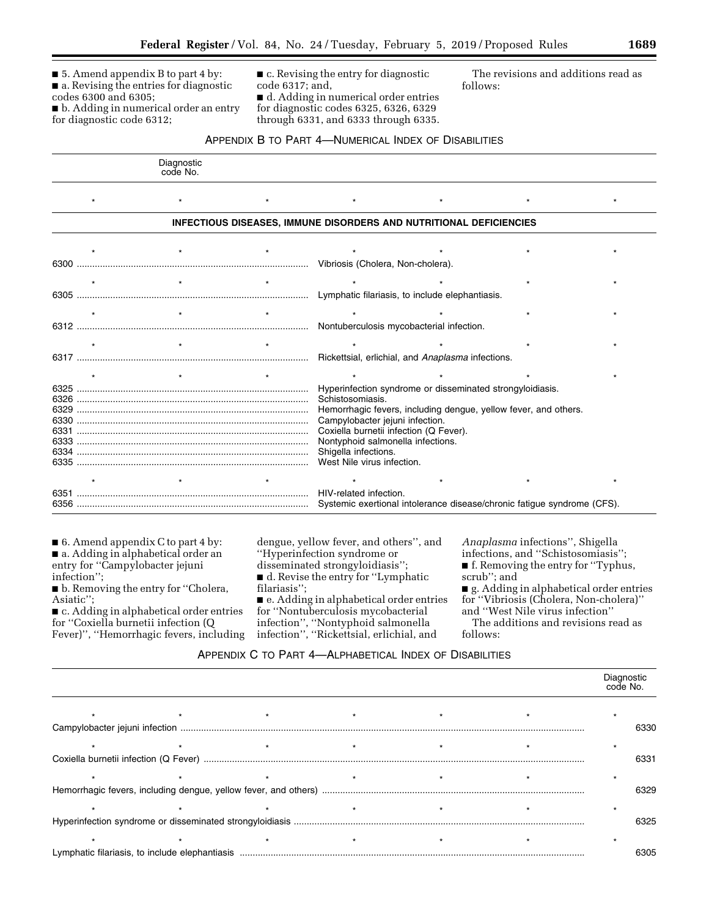■ 5. Amend appendix B to part 4 by:

■ a. Revising the entries for diagnostic codes 6300 and 6305;

■ b. Adding in numerical order an entry for diagnostic code 6312;

■ c. Revising the entry for diagnostic code 6317; and,

■ d. Adding in numerical order entries for diagnostic codes 6325, 6326, 6329 through 6331, and 6333 through 6335.

The revisions and additions read as follows:

APPENDIX B TO PART 4—NUMERICAL INDEX OF DISABILITIES

| Diagnostic code No. | |
|---|---|
| * * * | * * * * |
| **INFECTIOUS DISEASES, IMMUNE DISORDERS AND NUTRITIONAL DEFICIENCIES** | |
| * * * | * * * * |
| 6300 | Vibriosis (Cholera, Non-cholera). |
| * * * | * * * * |
| 6305 | Lymphatic filariasis, to include elephantiasis. |
| * * * | * * * * |
| 6312 | Nontuberculosis mycobacterial infection. |
| * * * | * * * * |
| 6317 | Rickettsial, erlichial, and *Anaplasma* infections. |
| * * * | * * * * |
| 6325 | Hyperinfection syndrome or disseminated strongyloidiasis. |
| 6326 | Schistosomiasis. |
| 6329 | Hemorrhagic fevers, including dengue, yellow fever, and others. |
| 6330 | Campylobacter jejuni infection. |
| 6331 | Coxiella burnetii infection (Q Fever). |
| 6333 | Nontyphoid salmonella infections. |
| 6334 | Shigella infections. |
| 6335 | West Nile virus infection. |
| * * * | * * * * |
| 6351 | HIV-related infection. |
| 6356 | Systemic exertional intolerance disease/chronic fatigue syndrome (CFS). |

■ 6. Amend appendix C to part 4 by:

■ a. Adding in alphabetical order an entry for "Campylobacter jejuni infection";

■ b. Removing the entry for "Cholera, Asiatic";

■ c. Adding in alphabetical order entries for "Coxiella burnetii infection (Q Fever)", "Hemorrhagic fevers, including dengue, yellow fever, and others", and "Hyperinfection syndrome or disseminated strongyloidiasis";

■ d. Revise the entry for "Lymphatic filariasis";

■ e. Adding in alphabetical order entries for "Nontuberculosis mycobacterial infection", "Nontyphoid salmonella infection", "Rickettsial, erlichial, and *Anaplasma* infections", Shigella infections, and "Schistosomiasis";

■ f. Removing the entry for "Typhus, scrub"; and

■ g. Adding in alphabetical order entries for "Vibriosis (Cholera, Non-cholera)" and "West Nile virus infection"

The additions and revisions read as follows:

APPENDIX C TO PART 4—ALPHABETICAL INDEX OF DISABILITIES

| | Diagnostic code No. |
|---|---|
| * * * * * * | * |
| Campylobacter jejuni infection | 6330 |
| * * * * * * | * |
| Coxiella burnetii infection (Q Fever) | 6331 |
| * * * * * * | * |
| Hemorrhagic fevers, including dengue, yellow fever, and others) | 6329 |
| * * * * * * | * |
| Hyperinfection syndrome or disseminated strongyloidiasis | 6325 |
| * * * * * * | * |
| Lymphatic filariasis, to include elephantiasis | 6305 |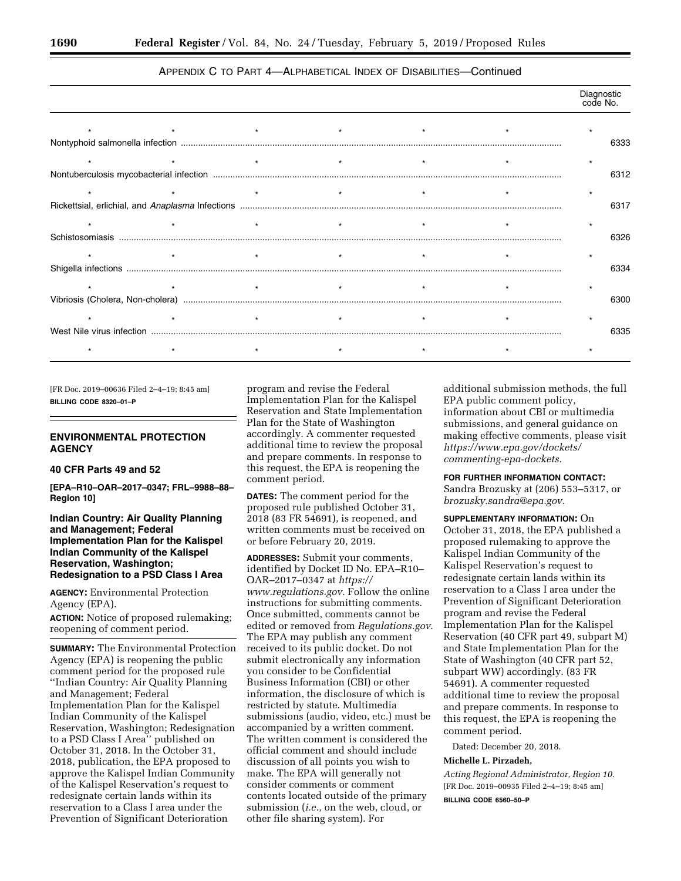APPENDIX C TO PART 4—ALPHABETICAL INDEX OF DISABILITIES—Continued

| | Diagnostic code No. |
|---|---|
| * * * * * * * | |
| Nontyphoid salmonella infection | 6333 |
| * * * * * * * | |
| Nontuberculosis mycobacterial infection | 6312 |
| * * * * * * * | |
| Rickettsial, erlichial, and *Anaplasma* Infections | 6317 |
| * * * * * * * | |
| Schistosomiasis | 6326 |
| * * * * * * * | |
| Shigella infections | 6334 |
| * * * * * * * | |
| Vibriosis (Cholera, Non-cholera) | 6300 |
| * * * * * * * | |
| West Nile virus infection | 6335 |
| * * * * * * * | |

[FR Doc. 2019–00636 Filed 2–4–19; 8:45 am]

**BILLING CODE 8320–01–P**

## ENVIRONMENTAL PROTECTION AGENCY

### 40 CFR Parts 49 and 52

**[EPA–R10–OAR–2017–0347; FRL–9988–88–Region 10]**

### Indian Country: Air Quality Planning and Management; Federal Implementation Plan for the Kalispel Indian Community of the Kalispel Reservation, Washington; Redesignation to a PSD Class I Area

**AGENCY:** Environmental Protection Agency (EPA).

**ACTION:** Notice of proposed rulemaking; reopening of comment period.

**SUMMARY:** The Environmental Protection Agency (EPA) is reopening the public comment period for the proposed rule ''Indian Country: Air Quality Planning and Management; Federal Implementation Plan for the Kalispel Indian Community of the Kalispel Reservation, Washington; Redesignation to a PSD Class I Area'' published on October 31, 2018. In the October 31, 2018, publication, the EPA proposed to approve the Kalispel Indian Community of the Kalispel Reservation's request to redesignate certain lands within its reservation to a Class I area under the Prevention of Significant Deterioration program and revise the Federal Implementation Plan for the Kalispel Reservation and State Implementation Plan for the State of Washington accordingly. A commenter requested additional time to review the proposal and prepare comments. In response to this request, the EPA is reopening the comment period.

**DATES:** The comment period for the proposed rule published October 31, 2018 (83 FR 54691), is reopened, and written comments must be received on or before February 20, 2019.

**ADDRESSES:** Submit your comments, identified by Docket ID No. EPA–R10–OAR–2017–0347 at *https://www.regulations.gov.* Follow the online instructions for submitting comments. Once submitted, comments cannot be edited or removed from *Regulations.gov*. The EPA may publish any comment received to its public docket. Do not submit electronically any information you consider to be Confidential Business Information (CBI) or other information, the disclosure of which is restricted by statute. Multimedia submissions (audio, video, etc.) must be accompanied by a written comment. The written comment is considered the official comment and should include discussion of all points you wish to make. The EPA will generally not consider comments or comment contents located outside of the primary submission (*i.e.,* on the web, cloud, or other file sharing system). For additional submission methods, the full EPA public comment policy, information about CBI or multimedia submissions, and general guidance on making effective comments, please visit *https://www.epa.gov/dockets/commenting-epa-dockets.*

**FOR FURTHER INFORMATION CONTACT:** Sandra Brozusky at (206) 553–5317, or *brozusky.sandra@epa.gov.*

**SUPPLEMENTARY INFORMATION:** On October 31, 2018, the EPA published a proposed rulemaking to approve the Kalispel Indian Community of the Kalispel Reservation's request to redesignate certain lands within its reservation to a Class I area under the Prevention of Significant Deterioration program and revise the Federal Implementation Plan for the Kalispel Reservation (40 CFR part 49, subpart M) and State Implementation Plan for the State of Washington (40 CFR part 52, subpart WW) accordingly. (83 FR 54691). A commenter requested additional time to review the proposal and prepare comments. In response to this request, the EPA is reopening the comment period.

Dated: December 20, 2018.

**Michelle L. Pirzadeh,**

*Acting Regional Administrator, Region 10.*

[FR Doc. 2019–00935 Filed 2–4–19; 8:45 am]

**BILLING CODE 6560–50–P**